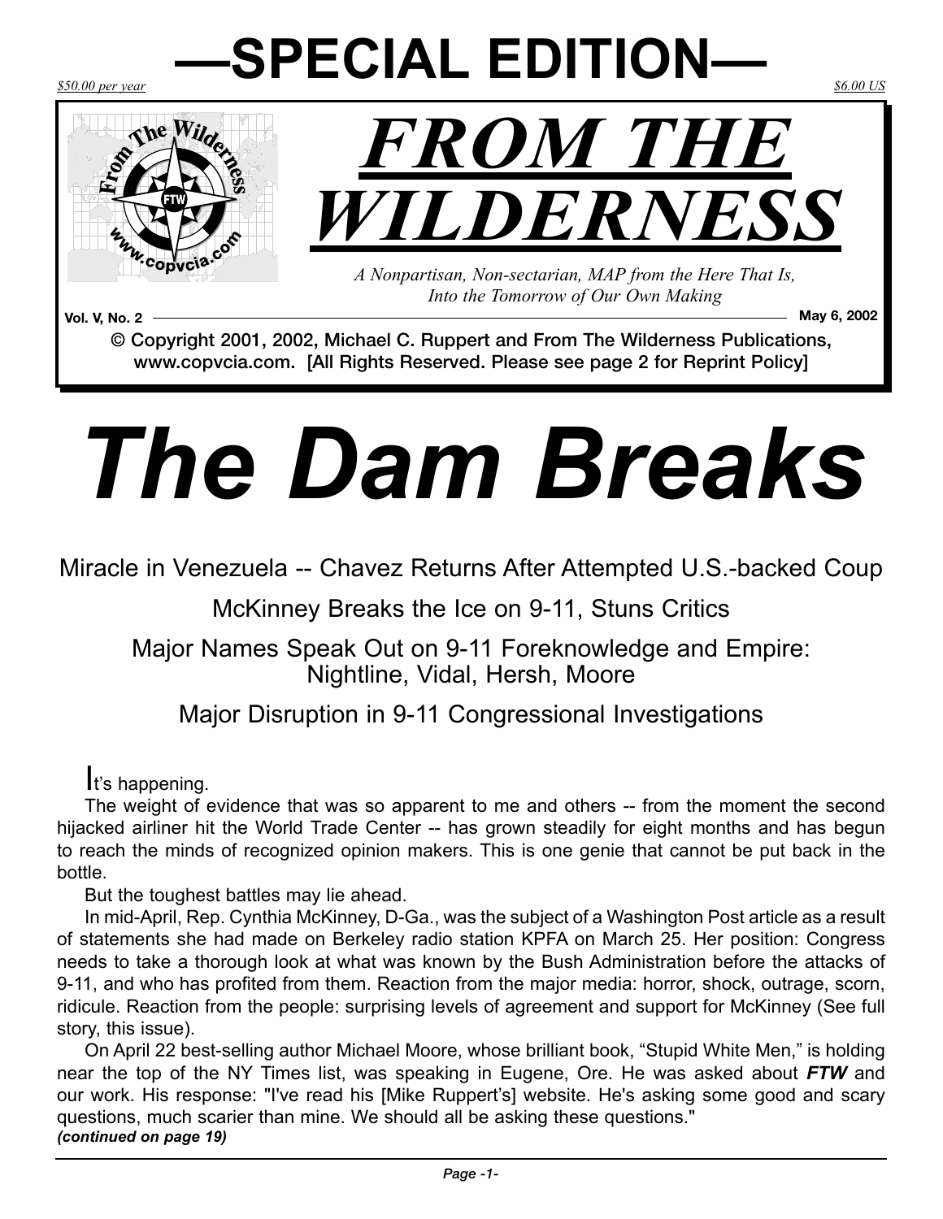# —SPECIAL EDITION—

$50.00 per year

$6.00 US

# *FROM THE WILDERNESS*

*A Nonpartisan, Non-sectarian, MAP from the Here That Is, Into the Tomorrow of Our Own Making*

**Vol. V, No. 2** **May 6, 2002**

**© Copyright 2001, 2002, Michael C. Ruppert and From The Wilderness Publications, www.copvcia.com. [All Rights Reserved. Please see page 2 for Reprint Policy]**

# *The Dam Breaks*

## Miracle in Venezuela -- Chavez Returns After Attempted U.S.-backed Coup

## McKinney Breaks the Ice on 9-11, Stuns Critics

## Major Names Speak Out on 9-11 Foreknowledge and Empire: Nightline, Vidal, Hersh, Moore

## Major Disruption in 9-11 Congressional Investigations

It's happening.

The weight of evidence that was so apparent to me and others -- from the moment the second hijacked airliner hit the World Trade Center -- has grown steadily for eight months and has begun to reach the minds of recognized opinion makers. This is one genie that cannot be put back in the bottle.

But the toughest battles may lie ahead.

In mid-April, Rep. Cynthia McKinney, D-Ga., was the subject of a Washington Post article as a result of statements she had made on Berkeley radio station KPFA on March 25. Her position: Congress needs to take a thorough look at what was known by the Bush Administration before the attacks of 9-11, and who has profited from them. Reaction from the major media: horror, shock, outrage, scorn, ridicule. Reaction from the people: surprising levels of agreement and support for McKinney (See full story, this issue).

On April 22 best-selling author Michael Moore, whose brilliant book, "Stupid White Men," is holding near the top of the NY Times list, was speaking in Eugene, Ore. He was asked about ***FTW*** and our work. His response: "I've read his [Mike Ruppert's] website. He's asking some good and scary questions, much scarier than mine. We should all be asking these questions."

***(continued on page 19)***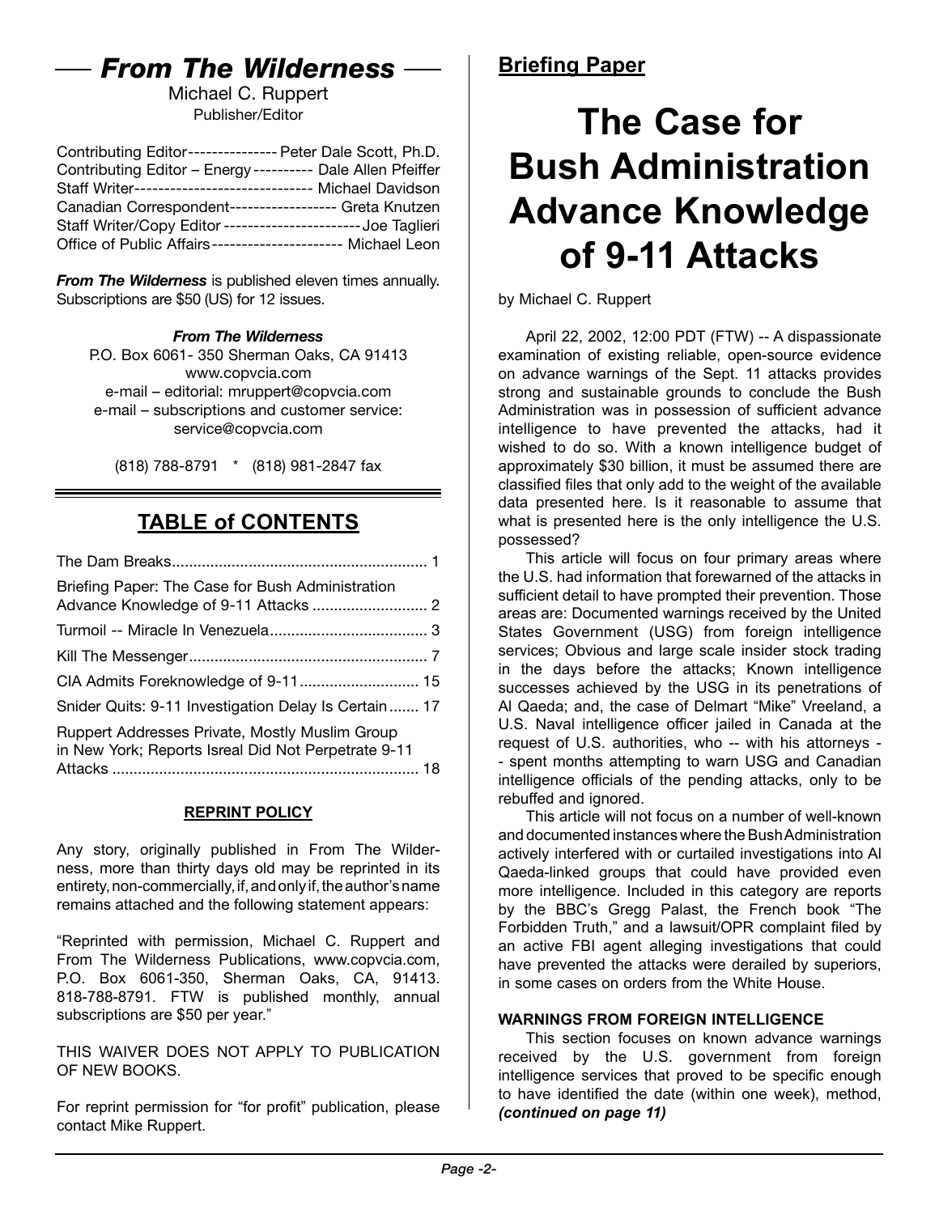# *From The Wilderness*

Michael C. Ruppert
Publisher/Editor

Contributing Editor --------------- Peter Dale Scott, Ph.D.
Contributing Editor – Energy ---------- Dale Allen Pfeiffer
Staff Writer ------------------------------ Michael Davidson
Canadian Correspondent ------------------ Greta Knutzen
Staff Writer/Copy Editor ----------------------- Joe Taglieri
Office of Public Affairs ---------------------- Michael Leon

***From The Wilderness*** is published eleven times annually. Subscriptions are $50 (US) for 12 issues.

***From The Wilderness***
P.O. Box 6061- 350 Sherman Oaks, CA 91413
www.copvcia.com
e-mail – editorial: mruppert@copvcia.com
e-mail – subscriptions and customer service: service@copvcia.com

(818) 788-8791 * (818) 981-2847 fax

## TABLE of CONTENTS

| | |
|---|---|
| The Dam Breaks | 1 |
| Briefing Paper: The Case for Bush Administration Advance Knowledge of 9-11 Attacks | 2 |
| Turmoil -- Miracle In Venezuela | 3 |
| Kill The Messenger | 7 |
| CIA Admits Foreknowledge of 9-11 | 15 |
| Snider Quits: 9-11 Investigation Delay Is Certain | 17 |
| Ruppert Addresses Private, Mostly Muslim Group in New York; Reports Isreal Did Not Perpetrate 9-11 Attacks | 18 |

### REPRINT POLICY

Any story, originally published in From The Wilderness, more than thirty days old may be reprinted in its entirety, non-commercially, if, and only if, the author's name remains attached and the following statement appears:

"Reprinted with permission, Michael C. Ruppert and From The Wilderness Publications, www.copvcia.com, P.O. Box 6061-350, Sherman Oaks, CA, 91413. 818-788-8791. FTW is published monthly, annual subscriptions are $50 per year."

THIS WAIVER DOES NOT APPLY TO PUBLICATION OF NEW BOOKS.

For reprint permission for "for profit" publication, please contact Mike Ruppert.

**Briefing Paper**

# The Case for Bush Administration Advance Knowledge of 9-11 Attacks

by Michael C. Ruppert

April 22, 2002, 12:00 PDT (FTW) -- A dispassionate examination of existing reliable, open-source evidence on advance warnings of the Sept. 11 attacks provides strong and sustainable grounds to conclude the Bush Administration was in possession of sufficient advance intelligence to have prevented the attacks, had it wished to do so. With a known intelligence budget of approximately $30 billion, it must be assumed there are classified files that only add to the weight of the available data presented here. Is it reasonable to assume that what is presented here is the only intelligence the U.S. possessed?

This article will focus on four primary areas where the U.S. had information that forewarned of the attacks in sufficient detail to have prompted their prevention. Those areas are: Documented warnings received by the United States Government (USG) from foreign intelligence services; Obvious and large scale insider stock trading in the days before the attacks; Known intelligence successes achieved by the USG in its penetrations of Al Qaeda; and, the case of Delmart "Mike" Vreeland, a U.S. Naval intelligence officer jailed in Canada at the request of U.S. authorities, who -- with his attorneys -- spent months attempting to warn USG and Canadian intelligence officials of the pending attacks, only to be rebuffed and ignored.

This article will not focus on a number of well-known and documented instances where the Bush Administration actively interfered with or curtailed investigations into Al Qaeda-linked groups that could have provided even more intelligence. Included in this category are reports by the BBC's Gregg Palast, the French book "The Forbidden Truth," and a lawsuit/OPR complaint filed by an active FBI agent alleging investigations that could have prevented the attacks were derailed by superiors, in some cases on orders from the White House.

#### WARNINGS FROM FOREIGN INTELLIGENCE

This section focuses on known advance warnings received by the U.S. government from foreign intelligence services that proved to be specific enough to have identified the date (within one week), method, ***(continued on page 11)***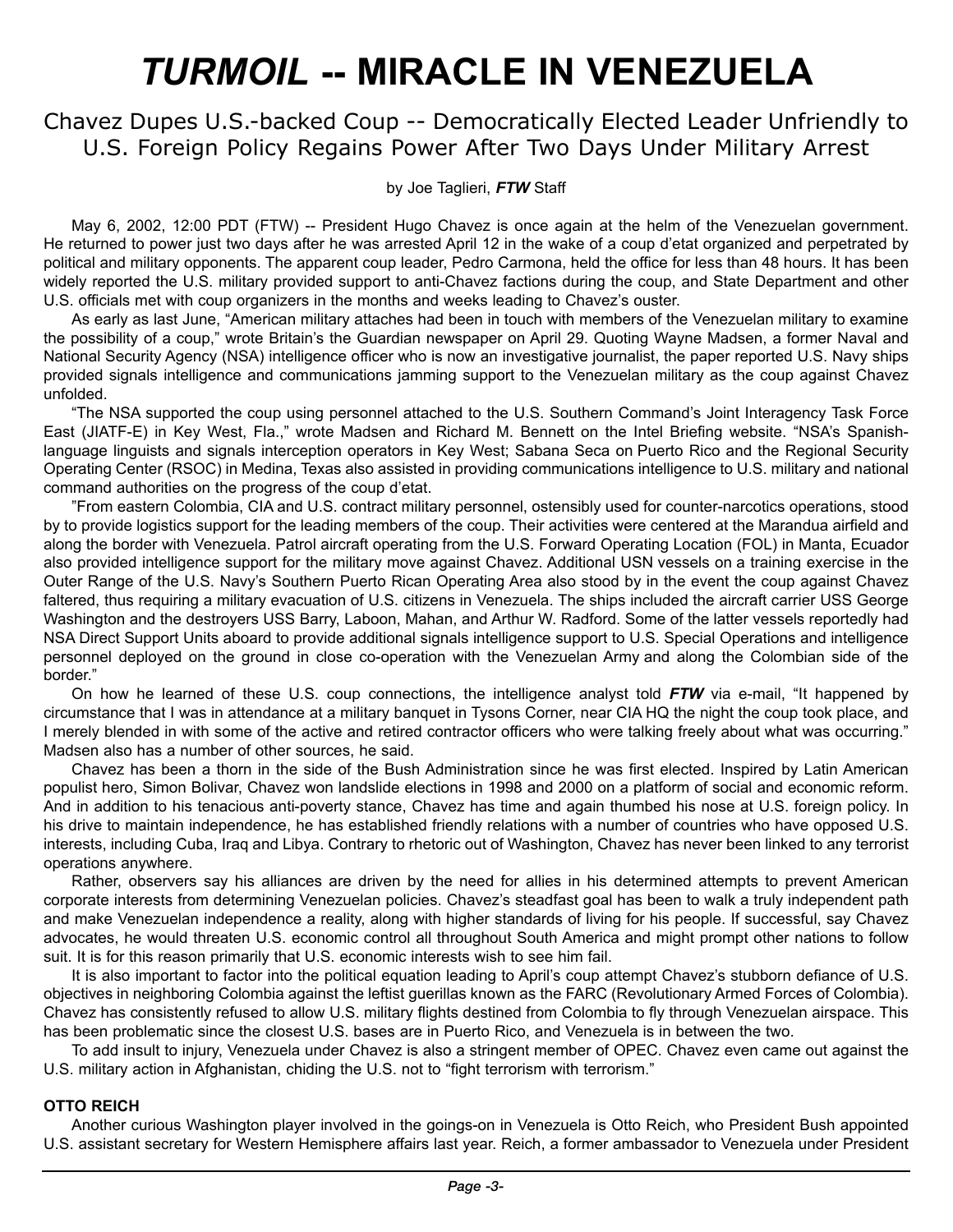# *TURMOIL* -- MIRACLE IN VENEZUELA

## Chavez Dupes U.S.-backed Coup -- Democratically Elected Leader Unfriendly to U.S. Foreign Policy Regains Power After Two Days Under Military Arrest

by Joe Taglieri, ***FTW*** Staff

May 6, 2002, 12:00 PDT (FTW) -- President Hugo Chavez is once again at the helm of the Venezuelan government. He returned to power just two days after he was arrested April 12 in the wake of a coup d'etat organized and perpetrated by political and military opponents. The apparent coup leader, Pedro Carmona, held the office for less than 48 hours. It has been widely reported the U.S. military provided support to anti-Chavez factions during the coup, and State Department and other U.S. officials met with coup organizers in the months and weeks leading to Chavez's ouster.

As early as last June, "American military attaches had been in touch with members of the Venezuelan military to examine the possibility of a coup," wrote Britain's the Guardian newspaper on April 29. Quoting Wayne Madsen, a former Naval and National Security Agency (NSA) intelligence officer who is now an investigative journalist, the paper reported U.S. Navy ships provided signals intelligence and communications jamming support to the Venezuelan military as the coup against Chavez unfolded.

"The NSA supported the coup using personnel attached to the U.S. Southern Command's Joint Interagency Task Force East (JIATF-E) in Key West, Fla.," wrote Madsen and Richard M. Bennett on the Intel Briefing website. "NSA's Spanish-language linguists and signals interception operators in Key West; Sabana Seca on Puerto Rico and the Regional Security Operating Center (RSOC) in Medina, Texas also assisted in providing communications intelligence to U.S. military and national command authorities on the progress of the coup d'etat.

"From eastern Colombia, CIA and U.S. contract military personnel, ostensibly used for counter-narcotics operations, stood by to provide logistics support for the leading members of the coup. Their activities were centered at the Marandua airfield and along the border with Venezuela. Patrol aircraft operating from the U.S. Forward Operating Location (FOL) in Manta, Ecuador also provided intelligence support for the military move against Chavez. Additional USN vessels on a training exercise in the Outer Range of the U.S. Navy's Southern Puerto Rican Operating Area also stood by in the event the coup against Chavez faltered, thus requiring a military evacuation of U.S. citizens in Venezuela. The ships included the aircraft carrier USS George Washington and the destroyers USS Barry, Laboon, Mahan, and Arthur W. Radford. Some of the latter vessels reportedly had NSA Direct Support Units aboard to provide additional signals intelligence support to U.S. Special Operations and intelligence personnel deployed on the ground in close co-operation with the Venezuelan Army and along the Colombian side of the border."

On how he learned of these U.S. coup connections, the intelligence analyst told ***FTW*** via e-mail, "It happened by circumstance that I was in attendance at a military banquet in Tysons Corner, near CIA HQ the night the coup took place, and I merely blended in with some of the active and retired contractor officers who were talking freely about what was occurring." Madsen also has a number of other sources, he said.

Chavez has been a thorn in the side of the Bush Administration since he was first elected. Inspired by Latin American populist hero, Simon Bolivar, Chavez won landslide elections in 1998 and 2000 on a platform of social and economic reform. And in addition to his tenacious anti-poverty stance, Chavez has time and again thumbed his nose at U.S. foreign policy. In his drive to maintain independence, he has established friendly relations with a number of countries who have opposed U.S. interests, including Cuba, Iraq and Libya. Contrary to rhetoric out of Washington, Chavez has never been linked to any terrorist operations anywhere.

Rather, observers say his alliances are driven by the need for allies in his determined attempts to prevent American corporate interests from determining Venezuelan policies. Chavez's steadfast goal has been to walk a truly independent path and make Venezuelan independence a reality, along with higher standards of living for his people. If successful, say Chavez advocates, he would threaten U.S. economic control all throughout South America and might prompt other nations to follow suit. It is for this reason primarily that U.S. economic interests wish to see him fail.

It is also important to factor into the political equation leading to April's coup attempt Chavez's stubborn defiance of U.S. objectives in neighboring Colombia against the leftist guerillas known as the FARC (Revolutionary Armed Forces of Colombia). Chavez has consistently refused to allow U.S. military flights destined from Colombia to fly through Venezuelan airspace. This has been problematic since the closest U.S. bases are in Puerto Rico, and Venezuela is in between the two.

To add insult to injury, Venezuela under Chavez is also a stringent member of OPEC. Chavez even came out against the U.S. military action in Afghanistan, chiding the U.S. not to "fight terrorism with terrorism."

**OTTO REICH**

Another curious Washington player involved in the goings-on in Venezuela is Otto Reich, who President Bush appointed U.S. assistant secretary for Western Hemisphere affairs last year. Reich, a former ambassador to Venezuela under President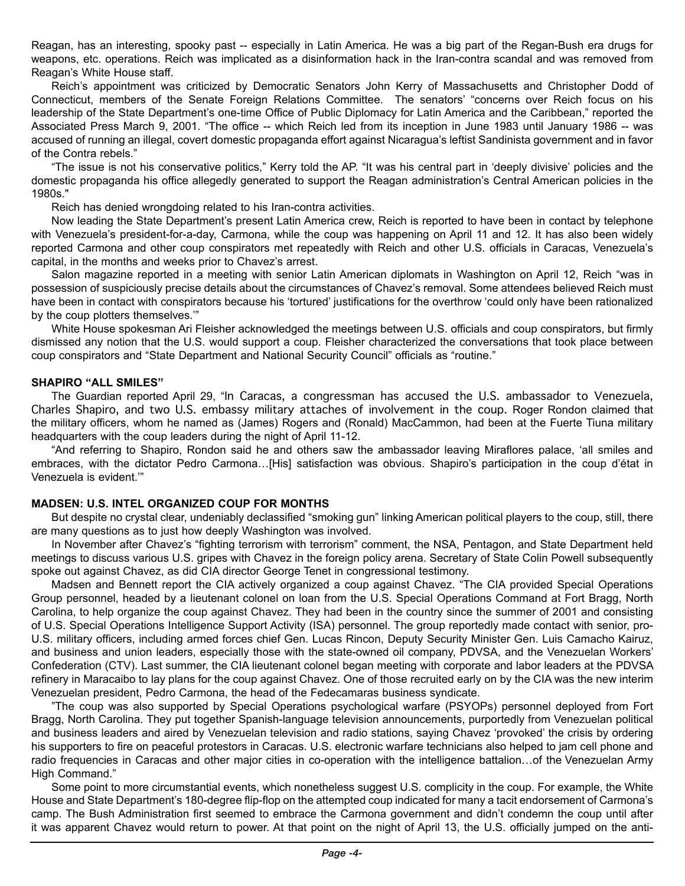Reagan, has an interesting, spooky past -- especially in Latin America. He was a big part of the Regan-Bush era drugs for weapons, etc. operations. Reich was implicated as a disinformation hack in the Iran-contra scandal and was removed from Reagan's White House staff.

Reich's appointment was criticized by Democratic Senators John Kerry of Massachusetts and Christopher Dodd of Connecticut, members of the Senate Foreign Relations Committee. The senators' "concerns over Reich focus on his leadership of the State Department's one-time Office of Public Diplomacy for Latin America and the Caribbean," reported the Associated Press March 9, 2001. "The office -- which Reich led from its inception in June 1983 until January 1986 -- was accused of running an illegal, covert domestic propaganda effort against Nicaragua's leftist Sandinista government and in favor of the Contra rebels."

"The issue is not his conservative politics," Kerry told the AP. "It was his central part in 'deeply divisive' policies and the domestic propaganda his office allegedly generated to support the Reagan administration's Central American policies in the 1980s."

Reich has denied wrongdoing related to his Iran-contra activities.

Now leading the State Department's present Latin America crew, Reich is reported to have been in contact by telephone with Venezuela's president-for-a-day, Carmona, while the coup was happening on April 11 and 12. It has also been widely reported Carmona and other coup conspirators met repeatedly with Reich and other U.S. officials in Caracas, Venezuela's capital, in the months and weeks prior to Chavez's arrest.

Salon magazine reported in a meeting with senior Latin American diplomats in Washington on April 12, Reich "was in possession of suspiciously precise details about the circumstances of Chavez's removal. Some attendees believed Reich must have been in contact with conspirators because his 'tortured' justifications for the overthrow 'could only have been rationalized by the coup plotters themselves.'"

White House spokesman Ari Fleisher acknowledged the meetings between U.S. officials and coup conspirators, but firmly dismissed any notion that the U.S. would support a coup. Fleisher characterized the conversations that took place between coup conspirators and "State Department and National Security Council" officials as "routine."

**SHAPIRO "ALL SMILES"**

The Guardian reported April 29, "In Caracas, a congressman has accused the U.S. ambassador to Venezuela, Charles Shapiro, and two U.S. embassy military attaches of involvement in the coup. Roger Rondon claimed that the military officers, whom he named as (James) Rogers and (Ronald) MacCammon, had been at the Fuerte Tiuna military headquarters with the coup leaders during the night of April 11-12.

"And referring to Shapiro, Rondon said he and others saw the ambassador leaving Miraflores palace, 'all smiles and embraces, with the dictator Pedro Carmona…[His] satisfaction was obvious. Shapiro's participation in the coup d'état in Venezuela is evident.'"

**MADSEN: U.S. INTEL ORGANIZED COUP FOR MONTHS**

But despite no crystal clear, undeniably declassified "smoking gun" linking American political players to the coup, still, there are many questions as to just how deeply Washington was involved.

In November after Chavez's "fighting terrorism with terrorism" comment, the NSA, Pentagon, and State Department held meetings to discuss various U.S. gripes with Chavez in the foreign policy arena. Secretary of State Colin Powell subsequently spoke out against Chavez, as did CIA director George Tenet in congressional testimony.

Madsen and Bennett report the CIA actively organized a coup against Chavez. "The CIA provided Special Operations Group personnel, headed by a lieutenant colonel on loan from the U.S. Special Operations Command at Fort Bragg, North Carolina, to help organize the coup against Chavez. They had been in the country since the summer of 2001 and consisting of U.S. Special Operations Intelligence Support Activity (ISA) personnel. The group reportedly made contact with senior, pro-U.S. military officers, including armed forces chief Gen. Lucas Rincon, Deputy Security Minister Gen. Luis Camacho Kairuz, and business and union leaders, especially those with the state-owned oil company, PDVSA, and the Venezuelan Workers' Confederation (CTV). Last summer, the CIA lieutenant colonel began meeting with corporate and labor leaders at the PDVSA refinery in Maracaibo to lay plans for the coup against Chavez. One of those recruited early on by the CIA was the new interim Venezuelan president, Pedro Carmona, the head of the Fedecamaras business syndicate.

"The coup was also supported by Special Operations psychological warfare (PSYOPs) personnel deployed from Fort Bragg, North Carolina. They put together Spanish-language television announcements, purportedly from Venezuelan political and business leaders and aired by Venezuelan television and radio stations, saying Chavez 'provoked' the crisis by ordering his supporters to fire on peaceful protestors in Caracas. U.S. electronic warfare technicians also helped to jam cell phone and radio frequencies in Caracas and other major cities in co-operation with the intelligence battalion…of the Venezuelan Army High Command."

Some point to more circumstantial events, which nonetheless suggest U.S. complicity in the coup. For example, the White House and State Department's 180-degree flip-flop on the attempted coup indicated for many a tacit endorsement of Carmona's camp. The Bush Administration first seemed to embrace the Carmona government and didn't condemn the coup until after it was apparent Chavez would return to power. At that point on the night of April 13, the U.S. officially jumped on the anti-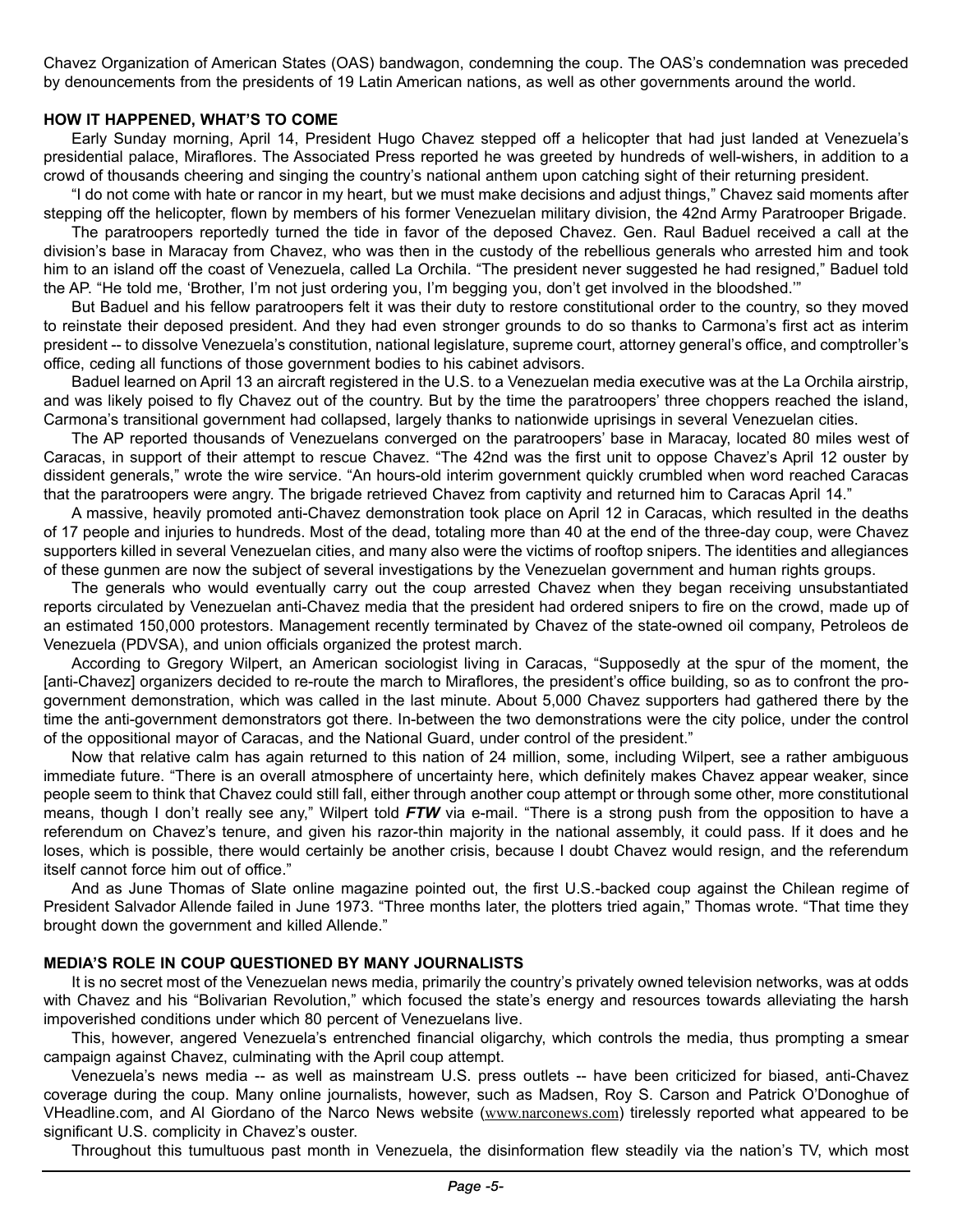Chavez Organization of American States (OAS) bandwagon, condemning the coup. The OAS's condemnation was preceded by denouncements from the presidents of 19 Latin American nations, as well as other governments around the world.

## HOW IT HAPPENED, WHAT'S TO COME

Early Sunday morning, April 14, President Hugo Chavez stepped off a helicopter that had just landed at Venezuela's presidential palace, Miraflores. The Associated Press reported he was greeted by hundreds of well-wishers, in addition to a crowd of thousands cheering and singing the country's national anthem upon catching sight of their returning president.

"I do not come with hate or rancor in my heart, but we must make decisions and adjust things," Chavez said moments after stepping off the helicopter, flown by members of his former Venezuelan military division, the 42nd Army Paratrooper Brigade.

The paratroopers reportedly turned the tide in favor of the deposed Chavez. Gen. Raul Baduel received a call at the division's base in Maracay from Chavez, who was then in the custody of the rebellious generals who arrested him and took him to an island off the coast of Venezuela, called La Orchila. "The president never suggested he had resigned," Baduel told the AP. "He told me, 'Brother, I'm not just ordering you, I'm begging you, don't get involved in the bloodshed.'"

But Baduel and his fellow paratroopers felt it was their duty to restore constitutional order to the country, so they moved to reinstate their deposed president. And they had even stronger grounds to do so thanks to Carmona's first act as interim president -- to dissolve Venezuela's constitution, national legislature, supreme court, attorney general's office, and comptroller's office, ceding all functions of those government bodies to his cabinet advisors.

Baduel learned on April 13 an aircraft registered in the U.S. to a Venezuelan media executive was at the La Orchila airstrip, and was likely poised to fly Chavez out of the country. But by the time the paratroopers' three choppers reached the island, Carmona's transitional government had collapsed, largely thanks to nationwide uprisings in several Venezuelan cities.

The AP reported thousands of Venezuelans converged on the paratroopers' base in Maracay, located 80 miles west of Caracas, in support of their attempt to rescue Chavez. "The 42nd was the first unit to oppose Chavez's April 12 ouster by dissident generals," wrote the wire service. "An hours-old interim government quickly crumbled when word reached Caracas that the paratroopers were angry. The brigade retrieved Chavez from captivity and returned him to Caracas April 14."

A massive, heavily promoted anti-Chavez demonstration took place on April 12 in Caracas, which resulted in the deaths of 17 people and injuries to hundreds. Most of the dead, totaling more than 40 at the end of the three-day coup, were Chavez supporters killed in several Venezuelan cities, and many also were the victims of rooftop snipers. The identities and allegiances of these gunmen are now the subject of several investigations by the Venezuelan government and human rights groups.

The generals who would eventually carry out the coup arrested Chavez when they began receiving unsubstantiated reports circulated by Venezuelan anti-Chavez media that the president had ordered snipers to fire on the crowd, made up of an estimated 150,000 protestors. Management recently terminated by Chavez of the state-owned oil company, Petroleos de Venezuela (PDVSA), and union officials organized the protest march.

According to Gregory Wilpert, an American sociologist living in Caracas, "Supposedly at the spur of the moment, the [anti-Chavez] organizers decided to re-route the march to Miraflores, the president's office building, so as to confront the pro-government demonstration, which was called in the last minute. About 5,000 Chavez supporters had gathered there by the time the anti-government demonstrators got there. In-between the two demonstrations were the city police, under the control of the oppositional mayor of Caracas, and the National Guard, under control of the president."

Now that relative calm has again returned to this nation of 24 million, some, including Wilpert, see a rather ambiguous immediate future. "There is an overall atmosphere of uncertainty here, which definitely makes Chavez appear weaker, since people seem to think that Chavez could still fall, either through another coup attempt or through some other, more constitutional means, though I don't really see any," Wilpert told ***FTW*** via e-mail. "There is a strong push from the opposition to have a referendum on Chavez's tenure, and given his razor-thin majority in the national assembly, it could pass. If it does and he loses, which is possible, there would certainly be another crisis, because I doubt Chavez would resign, and the referendum itself cannot force him out of office."

And as June Thomas of Slate online magazine pointed out, the first U.S.-backed coup against the Chilean regime of President Salvador Allende failed in June 1973. "Three months later, the plotters tried again," Thomas wrote. "That time they brought down the government and killed Allende."

## MEDIA'S ROLE IN COUP QUESTIONED BY MANY JOURNALISTS

It is no secret most of the Venezuelan news media, primarily the country's privately owned television networks, was at odds with Chavez and his "Bolivarian Revolution," which focused the state's energy and resources towards alleviating the harsh impoverished conditions under which 80 percent of Venezuelans live.

This, however, angered Venezuela's entrenched financial oligarchy, which controls the media, thus prompting a smear campaign against Chavez, culminating with the April coup attempt.

Venezuela's news media -- as well as mainstream U.S. press outlets -- have been criticized for biased, anti-Chavez coverage during the coup. Many online journalists, however, such as Madsen, Roy S. Carson and Patrick O'Donoghue of VHeadline.com, and Al Giordano of the Narco News website (www.narconews.com) tirelessly reported what appeared to be significant U.S. complicity in Chavez's ouster.

Throughout this tumultuous past month in Venezuela, the disinformation flew steadily via the nation's TV, which most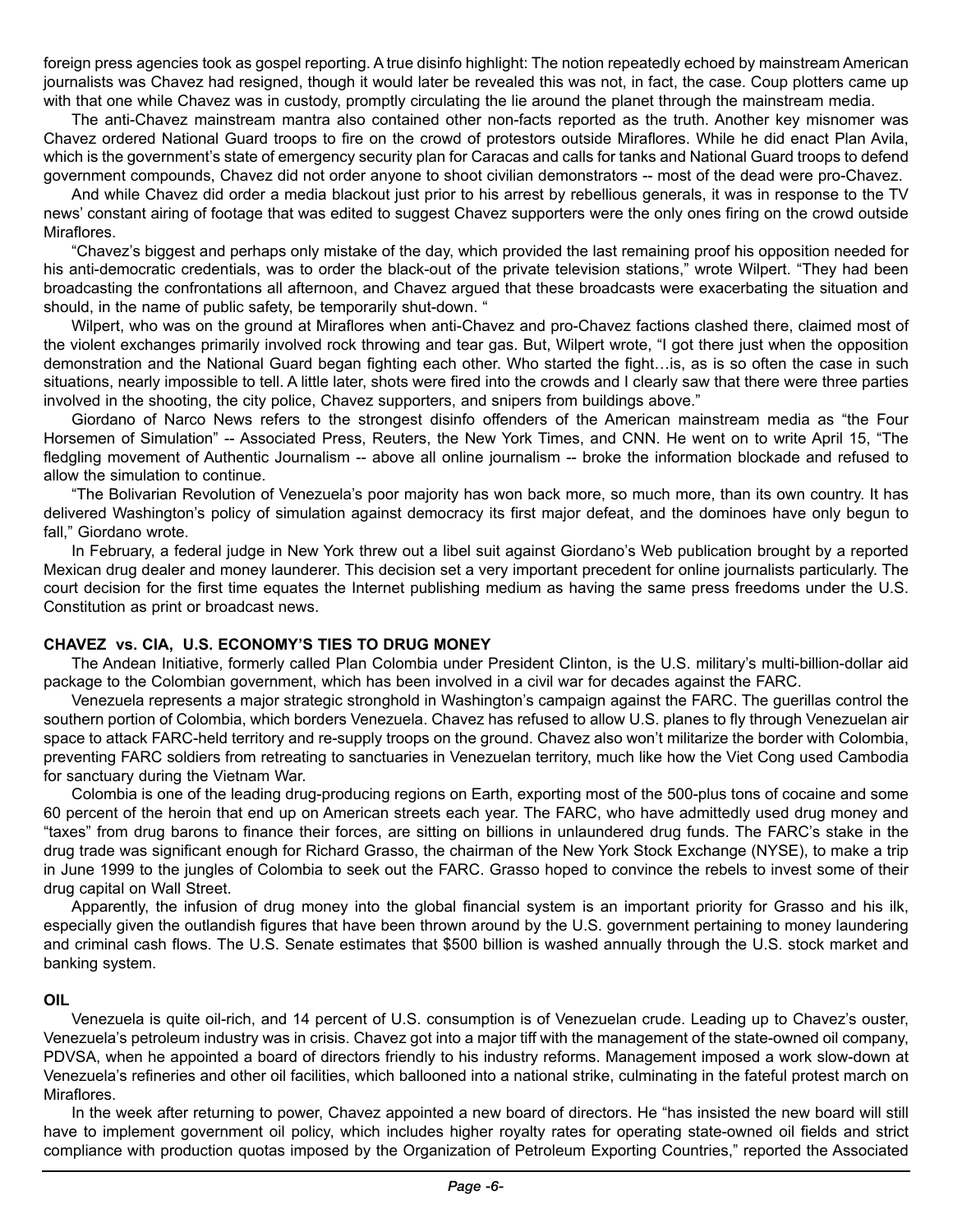foreign press agencies took as gospel reporting. A true disinfo highlight: The notion repeatedly echoed by mainstream American journalists was Chavez had resigned, though it would later be revealed this was not, in fact, the case. Coup plotters came up with that one while Chavez was in custody, promptly circulating the lie around the planet through the mainstream media.

The anti-Chavez mainstream mantra also contained other non-facts reported as the truth. Another key misnomer was Chavez ordered National Guard troops to fire on the crowd of protestors outside Miraflores. While he did enact Plan Avila, which is the government's state of emergency security plan for Caracas and calls for tanks and National Guard troops to defend government compounds, Chavez did not order anyone to shoot civilian demonstrators -- most of the dead were pro-Chavez.

And while Chavez did order a media blackout just prior to his arrest by rebellious generals, it was in response to the TV news' constant airing of footage that was edited to suggest Chavez supporters were the only ones firing on the crowd outside Miraflores.

"Chavez's biggest and perhaps only mistake of the day, which provided the last remaining proof his opposition needed for his anti-democratic credentials, was to order the black-out of the private television stations," wrote Wilpert. "They had been broadcasting the confrontations all afternoon, and Chavez argued that these broadcasts were exacerbating the situation and should, in the name of public safety, be temporarily shut-down. "

Wilpert, who was on the ground at Miraflores when anti-Chavez and pro-Chavez factions clashed there, claimed most of the violent exchanges primarily involved rock throwing and tear gas. But, Wilpert wrote, "I got there just when the opposition demonstration and the National Guard began fighting each other. Who started the fight…is, as is so often the case in such situations, nearly impossible to tell. A little later, shots were fired into the crowds and I clearly saw that there were three parties involved in the shooting, the city police, Chavez supporters, and snipers from buildings above."

Giordano of Narco News refers to the strongest disinfo offenders of the American mainstream media as "the Four Horsemen of Simulation" -- Associated Press, Reuters, the New York Times, and CNN. He went on to write April 15, "The fledgling movement of Authentic Journalism -- above all online journalism -- broke the information blockade and refused to allow the simulation to continue.

"The Bolivarian Revolution of Venezuela's poor majority has won back more, so much more, than its own country. It has delivered Washington's policy of simulation against democracy its first major defeat, and the dominoes have only begun to fall," Giordano wrote.

In February, a federal judge in New York threw out a libel suit against Giordano's Web publication brought by a reported Mexican drug dealer and money launderer. This decision set a very important precedent for online journalists particularly. The court decision for the first time equates the Internet publishing medium as having the same press freedoms under the U.S. Constitution as print or broadcast news.

**CHAVEZ vs. CIA, U.S. ECONOMY'S TIES TO DRUG MONEY**

The Andean Initiative, formerly called Plan Colombia under President Clinton, is the U.S. military's multi-billion-dollar aid package to the Colombian government, which has been involved in a civil war for decades against the FARC.

Venezuela represents a major strategic stronghold in Washington's campaign against the FARC. The guerillas control the southern portion of Colombia, which borders Venezuela. Chavez has refused to allow U.S. planes to fly through Venezuelan air space to attack FARC-held territory and re-supply troops on the ground. Chavez also won't militarize the border with Colombia, preventing FARC soldiers from retreating to sanctuaries in Venezuelan territory, much like how the Viet Cong used Cambodia for sanctuary during the Vietnam War.

Colombia is one of the leading drug-producing regions on Earth, exporting most of the 500-plus tons of cocaine and some 60 percent of the heroin that end up on American streets each year. The FARC, who have admittedly used drug money and "taxes" from drug barons to finance their forces, are sitting on billions in unlaundered drug funds. The FARC's stake in the drug trade was significant enough for Richard Grasso, the chairman of the New York Stock Exchange (NYSE), to make a trip in June 1999 to the jungles of Colombia to seek out the FARC. Grasso hoped to convince the rebels to invest some of their drug capital on Wall Street.

Apparently, the infusion of drug money into the global financial system is an important priority for Grasso and his ilk, especially given the outlandish figures that have been thrown around by the U.S. government pertaining to money laundering and criminal cash flows. The U.S. Senate estimates that $500 billion is washed annually through the U.S. stock market and banking system.

**OIL**

Venezuela is quite oil-rich, and 14 percent of U.S. consumption is of Venezuelan crude. Leading up to Chavez's ouster, Venezuela's petroleum industry was in crisis. Chavez got into a major tiff with the management of the state-owned oil company, PDVSA, when he appointed a board of directors friendly to his industry reforms. Management imposed a work slow-down at Venezuela's refineries and other oil facilities, which ballooned into a national strike, culminating in the fateful protest march on Miraflores.

In the week after returning to power, Chavez appointed a new board of directors. He "has insisted the new board will still have to implement government oil policy, which includes higher royalty rates for operating state-owned oil fields and strict compliance with production quotas imposed by the Organization of Petroleum Exporting Countries," reported the Associated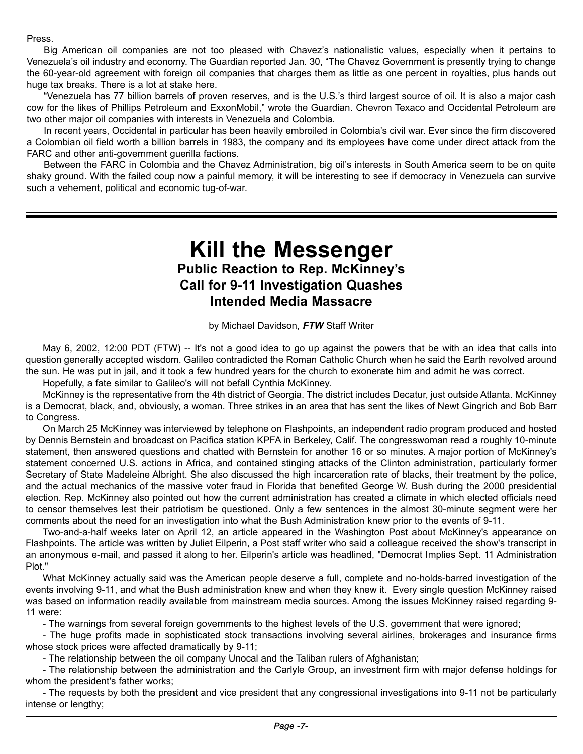Press.

Big American oil companies are not too pleased with Chavez's nationalistic values, especially when it pertains to Venezuela's oil industry and economy. The Guardian reported Jan. 30, "The Chavez Government is presently trying to change the 60-year-old agreement with foreign oil companies that charges them as little as one percent in royalties, plus hands out huge tax breaks. There is a lot at stake here.

"Venezuela has 77 billion barrels of proven reserves, and is the U.S.'s third largest source of oil. It is also a major cash cow for the likes of Phillips Petroleum and ExxonMobil," wrote the Guardian. Chevron Texaco and Occidental Petroleum are two other major oil companies with interests in Venezuela and Colombia.

In recent years, Occidental in particular has been heavily embroiled in Colombia's civil war. Ever since the firm discovered a Colombian oil field worth a billion barrels in 1983, the company and its employees have come under direct attack from the FARC and other anti-government guerilla factions.

Between the FARC in Colombia and the Chavez Administration, big oil's interests in South America seem to be on quite shaky ground. With the failed coup now a painful memory, it will be interesting to see if democracy in Venezuela can survive such a vehement, political and economic tug-of-war.

---

# Kill the Messenger

## Public Reaction to Rep. McKinney's Call for 9-11 Investigation Quashes Intended Media Massacre

by Michael Davidson, ***FTW*** Staff Writer

May 6, 2002, 12:00 PDT (FTW) -- It's not a good idea to go up against the powers that be with an idea that calls into question generally accepted wisdom. Galileo contradicted the Roman Catholic Church when he said the Earth revolved around the sun. He was put in jail, and it took a few hundred years for the church to exonerate him and admit he was correct.

Hopefully, a fate similar to Galileo's will not befall Cynthia McKinney.

McKinney is the representative from the 4th district of Georgia. The district includes Decatur, just outside Atlanta. McKinney is a Democrat, black, and, obviously, a woman. Three strikes in an area that has sent the likes of Newt Gingrich and Bob Barr to Congress.

On March 25 McKinney was interviewed by telephone on Flashpoints, an independent radio program produced and hosted by Dennis Bernstein and broadcast on Pacifica station KPFA in Berkeley, Calif. The congresswoman read a roughly 10-minute statement, then answered questions and chatted with Bernstein for another 16 or so minutes. A major portion of McKinney's statement concerned U.S. actions in Africa, and contained stinging attacks of the Clinton administration, particularly former Secretary of State Madeleine Albright. She also discussed the high incarceration rate of blacks, their treatment by the police, and the actual mechanics of the massive voter fraud in Florida that benefited George W. Bush during the 2000 presidential election. Rep. McKinney also pointed out how the current administration has created a climate in which elected officials need to censor themselves lest their patriotism be questioned. Only a few sentences in the almost 30-minute segment were her comments about the need for an investigation into what the Bush Administration knew prior to the events of 9-11.

Two-and-a-half weeks later on April 12, an article appeared in the Washington Post about McKinney's appearance on Flashpoints. The article was written by Juliet Eilperin, a Post staff writer who said a colleague received the show's transcript in an anonymous e-mail, and passed it along to her. Eilperin's article was headlined, "Democrat Implies Sept. 11 Administration Plot."

What McKinney actually said was the American people deserve a full, complete and no-holds-barred investigation of the events involving 9-11, and what the Bush administration knew and when they knew it. Every single question McKinney raised was based on information readily available from mainstream media sources. Among the issues McKinney raised regarding 9-11 were:

- The warnings from several foreign governments to the highest levels of the U.S. government that were ignored;
- The huge profits made in sophisticated stock transactions involving several airlines, brokerages and insurance firms whose stock prices were affected dramatically by 9-11;
- The relationship between the oil company Unocal and the Taliban rulers of Afghanistan;
- The relationship between the administration and the Carlyle Group, an investment firm with major defense holdings for whom the president's father works;
- The requests by both the president and vice president that any congressional investigations into 9-11 not be particularly intense or lengthy;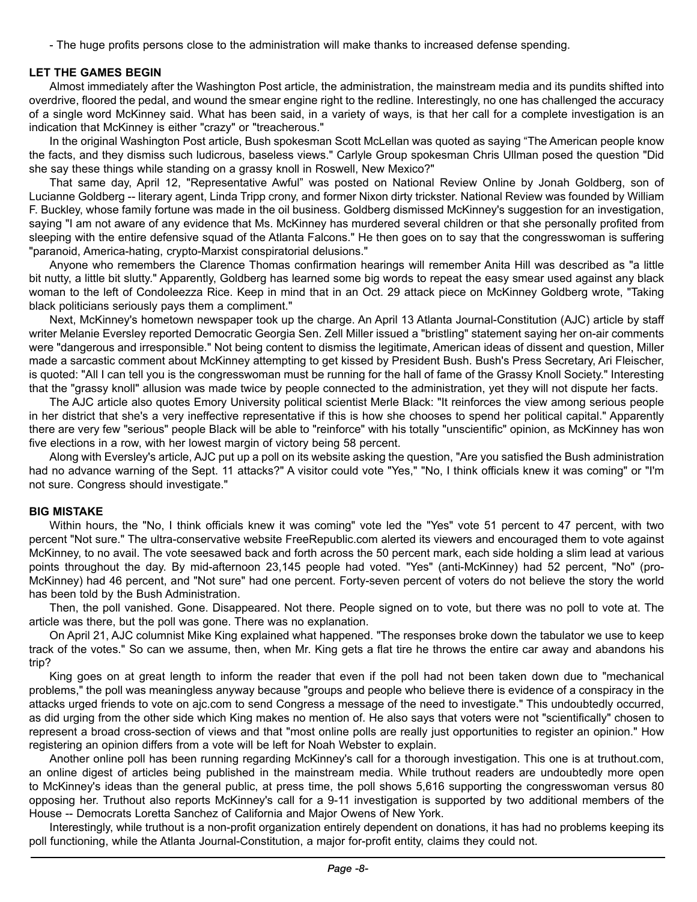- The huge profits persons close to the administration will make thanks to increased defense spending.

**LET THE GAMES BEGIN**

Almost immediately after the Washington Post article, the administration, the mainstream media and its pundits shifted into overdrive, floored the pedal, and wound the smear engine right to the redline. Interestingly, no one has challenged the accuracy of a single word McKinney said. What has been said, in a variety of ways, is that her call for a complete investigation is an indication that McKinney is either "crazy" or "treacherous."

In the original Washington Post article, Bush spokesman Scott McLellan was quoted as saying “The American people know the facts, and they dismiss such ludicrous, baseless views." Carlyle Group spokesman Chris Ullman posed the question "Did she say these things while standing on a grassy knoll in Roswell, New Mexico?"

That same day, April 12, "Representative Awful” was posted on National Review Online by Jonah Goldberg, son of Lucianne Goldberg -- literary agent, Linda Tripp crony, and former Nixon dirty trickster. National Review was founded by William F. Buckley, whose family fortune was made in the oil business. Goldberg dismissed McKinney's suggestion for an investigation, saying "I am not aware of any evidence that Ms. McKinney has murdered several children or that she personally profited from sleeping with the entire defensive squad of the Atlanta Falcons." He then goes on to say that the congresswoman is suffering "paranoid, America-hating, crypto-Marxist conspiratorial delusions."

Anyone who remembers the Clarence Thomas confirmation hearings will remember Anita Hill was described as "a little bit nutty, a little bit slutty." Apparently, Goldberg has learned some big words to repeat the easy smear used against any black woman to the left of Condoleezza Rice. Keep in mind that in an Oct. 29 attack piece on McKinney Goldberg wrote, "Taking black politicians seriously pays them a compliment."

Next, McKinney's hometown newspaper took up the charge. An April 13 Atlanta Journal-Constitution (AJC) article by staff writer Melanie Eversley reported Democratic Georgia Sen. Zell Miller issued a "bristling" statement saying her on-air comments were "dangerous and irresponsible." Not being content to dismiss the legitimate, American ideas of dissent and question, Miller made a sarcastic comment about McKinney attempting to get kissed by President Bush. Bush's Press Secretary, Ari Fleischer, is quoted: "All I can tell you is the congresswoman must be running for the hall of fame of the Grassy Knoll Society." Interesting that the "grassy knoll" allusion was made twice by people connected to the administration, yet they will not dispute her facts.

The AJC article also quotes Emory University political scientist Merle Black: "It reinforces the view among serious people in her district that she's a very ineffective representative if this is how she chooses to spend her political capital." Apparently there are very few "serious" people Black will be able to "reinforce" with his totally "unscientific" opinion, as McKinney has won five elections in a row, with her lowest margin of victory being 58 percent.

Along with Eversley's article, AJC put up a poll on its website asking the question, "Are you satisfied the Bush administration had no advance warning of the Sept. 11 attacks?" A visitor could vote "Yes," "No, I think officials knew it was coming" or "I'm not sure. Congress should investigate."

**BIG MISTAKE**

Within hours, the "No, I think officials knew it was coming" vote led the "Yes" vote 51 percent to 47 percent, with two percent "Not sure." The ultra-conservative website FreeRepublic.com alerted its viewers and encouraged them to vote against McKinney, to no avail. The vote seesawed back and forth across the 50 percent mark, each side holding a slim lead at various points throughout the day. By mid-afternoon 23,145 people had voted. "Yes" (anti-McKinney) had 52 percent, "No" (pro-McKinney) had 46 percent, and "Not sure" had one percent. Forty-seven percent of voters do not believe the story the world has been told by the Bush Administration.

Then, the poll vanished. Gone. Disappeared. Not there. People signed on to vote, but there was no poll to vote at. The article was there, but the poll was gone. There was no explanation.

On April 21, AJC columnist Mike King explained what happened. "The responses broke down the tabulator we use to keep track of the votes." So can we assume, then, when Mr. King gets a flat tire he throws the entire car away and abandons his trip?

King goes on at great length to inform the reader that even if the poll had not been taken down due to "mechanical problems," the poll was meaningless anyway because "groups and people who believe there is evidence of a conspiracy in the attacks urged friends to vote on ajc.com to send Congress a message of the need to investigate." This undoubtedly occurred, as did urging from the other side which King makes no mention of. He also says that voters were not "scientifically" chosen to represent a broad cross-section of views and that "most online polls are really just opportunities to register an opinion." How registering an opinion differs from a vote will be left for Noah Webster to explain.

Another online poll has been running regarding McKinney's call for a thorough investigation. This one is at truthout.com, an online digest of articles being published in the mainstream media. While truthout readers are undoubtedly more open to McKinney's ideas than the general public, at press time, the poll shows 5,616 supporting the congresswoman versus 80 opposing her. Truthout also reports McKinney's call for a 9-11 investigation is supported by two additional members of the House -- Democrats Loretta Sanchez of California and Major Owens of New York.

Interestingly, while truthout is a non-profit organization entirely dependent on donations, it has had no problems keeping its poll functioning, while the Atlanta Journal-Constitution, a major for-profit entity, claims they could not.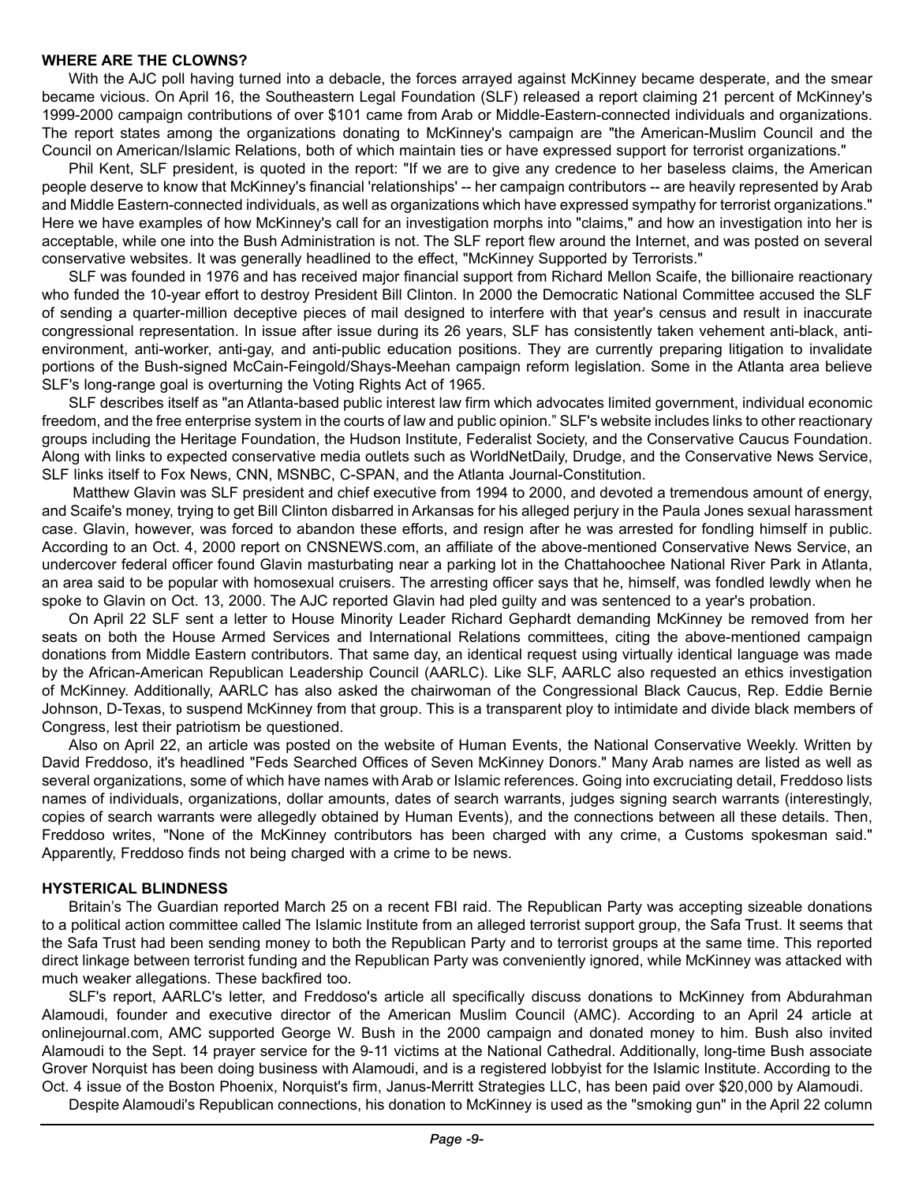**WHERE ARE THE CLOWNS?**

With the AJC poll having turned into a debacle, the forces arrayed against McKinney became desperate, and the smear became vicious. On April 16, the Southeastern Legal Foundation (SLF) released a report claiming 21 percent of McKinney's 1999-2000 campaign contributions of over $101 came from Arab or Middle-Eastern-connected individuals and organizations. The report states among the organizations donating to McKinney's campaign are "the American-Muslim Council and the Council on American/Islamic Relations, both of which maintain ties or have expressed support for terrorist organizations."

Phil Kent, SLF president, is quoted in the report: "If we are to give any credence to her baseless claims, the American people deserve to know that McKinney's financial 'relationships' -- her campaign contributors -- are heavily represented by Arab and Middle Eastern-connected individuals, as well as organizations which have expressed sympathy for terrorist organizations." Here we have examples of how McKinney's call for an investigation morphs into "claims," and how an investigation into her is acceptable, while one into the Bush Administration is not. The SLF report flew around the Internet, and was posted on several conservative websites. It was generally headlined to the effect, "McKinney Supported by Terrorists."

SLF was founded in 1976 and has received major financial support from Richard Mellon Scaife, the billionaire reactionary who funded the 10-year effort to destroy President Bill Clinton. In 2000 the Democratic National Committee accused the SLF of sending a quarter-million deceptive pieces of mail designed to interfere with that year's census and result in inaccurate congressional representation. In issue after issue during its 26 years, SLF has consistently taken vehement anti-black, anti-environment, anti-worker, anti-gay, and anti-public education positions. They are currently preparing litigation to invalidate portions of the Bush-signed McCain-Feingold/Shays-Meehan campaign reform legislation. Some in the Atlanta area believe SLF's long-range goal is overturning the Voting Rights Act of 1965.

SLF describes itself as "an Atlanta-based public interest law firm which advocates limited government, individual economic freedom, and the free enterprise system in the courts of law and public opinion." SLF's website includes links to other reactionary groups including the Heritage Foundation, the Hudson Institute, Federalist Society, and the Conservative Caucus Foundation. Along with links to expected conservative media outlets such as WorldNetDaily, Drudge, and the Conservative News Service, SLF links itself to Fox News, CNN, MSNBC, C-SPAN, and the Atlanta Journal-Constitution.

Matthew Glavin was SLF president and chief executive from 1994 to 2000, and devoted a tremendous amount of energy, and Scaife's money, trying to get Bill Clinton disbarred in Arkansas for his alleged perjury in the Paula Jones sexual harassment case. Glavin, however, was forced to abandon these efforts, and resign after he was arrested for fondling himself in public. According to an Oct. 4, 2000 report on CNSNEWS.com, an affiliate of the above-mentioned Conservative News Service, an undercover federal officer found Glavin masturbating near a parking lot in the Chattahoochee National River Park in Atlanta, an area said to be popular with homosexual cruisers. The arresting officer says that he, himself, was fondled lewdly when he spoke to Glavin on Oct. 13, 2000. The AJC reported Glavin had pled guilty and was sentenced to a year's probation.

On April 22 SLF sent a letter to House Minority Leader Richard Gephardt demanding McKinney be removed from her seats on both the House Armed Services and International Relations committees, citing the above-mentioned campaign donations from Middle Eastern contributors. That same day, an identical request using virtually identical language was made by the African-American Republican Leadership Council (AARLC). Like SLF, AARLC also requested an ethics investigation of McKinney. Additionally, AARLC has also asked the chairwoman of the Congressional Black Caucus, Rep. Eddie Bernie Johnson, D-Texas, to suspend McKinney from that group. This is a transparent ploy to intimidate and divide black members of Congress, lest their patriotism be questioned.

Also on April 22, an article was posted on the website of Human Events, the National Conservative Weekly. Written by David Freddoso, it's headlined "Feds Searched Offices of Seven McKinney Donors." Many Arab names are listed as well as several organizations, some of which have names with Arab or Islamic references. Going into excruciating detail, Freddoso lists names of individuals, organizations, dollar amounts, dates of search warrants, judges signing search warrants (interestingly, copies of search warrants were allegedly obtained by Human Events), and the connections between all these details. Then, Freddoso writes, "None of the McKinney contributors has been charged with any crime, a Customs spokesman said." Apparently, Freddoso finds not being charged with a crime to be news.

**HYSTERICAL BLINDNESS**

Britain's The Guardian reported March 25 on a recent FBI raid. The Republican Party was accepting sizeable donations to a political action committee called The Islamic Institute from an alleged terrorist support group, the Safa Trust. It seems that the Safa Trust had been sending money to both the Republican Party and to terrorist groups at the same time. This reported direct linkage between terrorist funding and the Republican Party was conveniently ignored, while McKinney was attacked with much weaker allegations. These backfired too.

SLF's report, AARLC's letter, and Freddoso's article all specifically discuss donations to McKinney from Abdurahman Alamoudi, founder and executive director of the American Muslim Council (AMC). According to an April 24 article at onlinejournal.com, AMC supported George W. Bush in the 2000 campaign and donated money to him. Bush also invited Alamoudi to the Sept. 14 prayer service for the 9-11 victims at the National Cathedral. Additionally, long-time Bush associate Grover Norquist has been doing business with Alamoudi, and is a registered lobbyist for the Islamic Institute. According to the Oct. 4 issue of the Boston Phoenix, Norquist's firm, Janus-Merritt Strategies LLC, has been paid over $20,000 by Alamoudi.

Despite Alamoudi's Republican connections, his donation to McKinney is used as the "smoking gun" in the April 22 column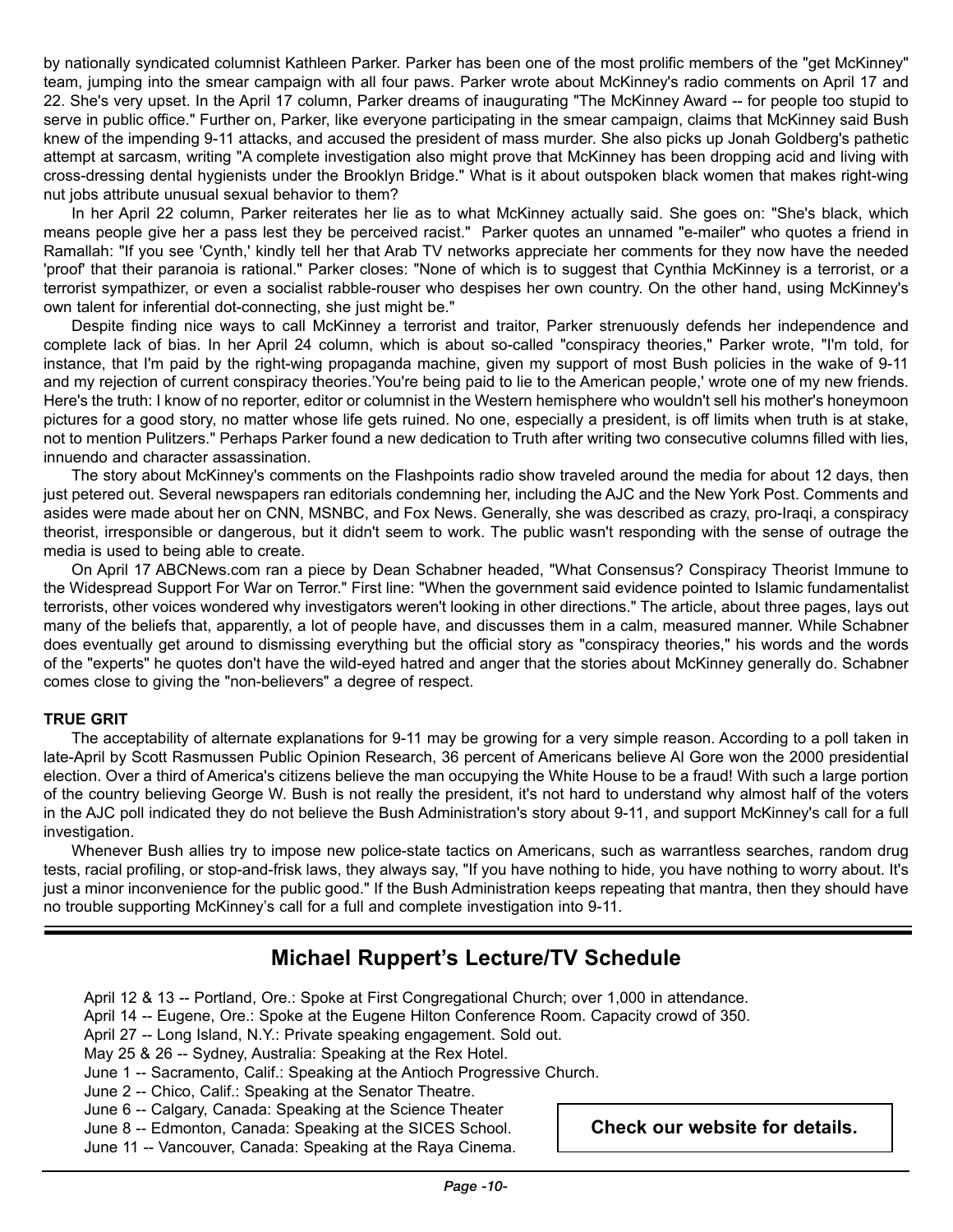by nationally syndicated columnist Kathleen Parker. Parker has been one of the most prolific members of the "get McKinney" team, jumping into the smear campaign with all four paws. Parker wrote about McKinney's radio comments on April 17 and 22. She's very upset. In the April 17 column, Parker dreams of inaugurating "The McKinney Award -- for people too stupid to serve in public office." Further on, Parker, like everyone participating in the smear campaign, claims that McKinney said Bush knew of the impending 9-11 attacks, and accused the president of mass murder. She also picks up Jonah Goldberg's pathetic attempt at sarcasm, writing "A complete investigation also might prove that McKinney has been dropping acid and living with cross-dressing dental hygienists under the Brooklyn Bridge." What is it about outspoken black women that makes right-wing nut jobs attribute unusual sexual behavior to them?

In her April 22 column, Parker reiterates her lie as to what McKinney actually said. She goes on: "She's black, which means people give her a pass lest they be perceived racist." Parker quotes an unnamed "e-mailer" who quotes a friend in Ramallah: "If you see 'Cynth,' kindly tell her that Arab TV networks appreciate her comments for they now have the needed 'proof' that their paranoia is rational." Parker closes: "None of which is to suggest that Cynthia McKinney is a terrorist, or a terrorist sympathizer, or even a socialist rabble-rouser who despises her own country. On the other hand, using McKinney's own talent for inferential dot-connecting, she just might be."

Despite finding nice ways to call McKinney a terrorist and traitor, Parker strenuously defends her independence and complete lack of bias. In her April 24 column, which is about so-called "conspiracy theories," Parker wrote, "I'm told, for instance, that I'm paid by the right-wing propaganda machine, given my support of most Bush policies in the wake of 9-11 and my rejection of current conspiracy theories.'You're being paid to lie to the American people,' wrote one of my new friends. Here's the truth: I know of no reporter, editor or columnist in the Western hemisphere who wouldn't sell his mother's honeymoon pictures for a good story, no matter whose life gets ruined. No one, especially a president, is off limits when truth is at stake, not to mention Pulitzers." Perhaps Parker found a new dedication to Truth after writing two consecutive columns filled with lies, innuendo and character assassination.

The story about McKinney's comments on the Flashpoints radio show traveled around the media for about 12 days, then just petered out. Several newspapers ran editorials condemning her, including the AJC and the New York Post. Comments and asides were made about her on CNN, MSNBC, and Fox News. Generally, she was described as crazy, pro-Iraqi, a conspiracy theorist, irresponsible or dangerous, but it didn't seem to work. The public wasn't responding with the sense of outrage the media is used to being able to create.

On April 17 ABCNews.com ran a piece by Dean Schabner headed, "What Consensus? Conspiracy Theorist Immune to the Widespread Support For War on Terror." First line: "When the government said evidence pointed to Islamic fundamentalist terrorists, other voices wondered why investigators weren't looking in other directions." The article, about three pages, lays out many of the beliefs that, apparently, a lot of people have, and discusses them in a calm, measured manner. While Schabner does eventually get around to dismissing everything but the official story as "conspiracy theories," his words and the words of the "experts" he quotes don't have the wild-eyed hatred and anger that the stories about McKinney generally do. Schabner comes close to giving the "non-believers" a degree of respect.

**TRUE GRIT**

The acceptability of alternate explanations for 9-11 may be growing for a very simple reason. According to a poll taken in late-April by Scott Rasmussen Public Opinion Research, 36 percent of Americans believe Al Gore won the 2000 presidential election. Over a third of America's citizens believe the man occupying the White House to be a fraud! With such a large portion of the country believing George W. Bush is not really the president, it's not hard to understand why almost half of the voters in the AJC poll indicated they do not believe the Bush Administration's story about 9-11, and support McKinney's call for a full investigation.

Whenever Bush allies try to impose new police-state tactics on Americans, such as warrantless searches, random drug tests, racial profiling, or stop-and-frisk laws, they always say, "If you have nothing to hide, you have nothing to worry about. It's just a minor inconvenience for the public good." If the Bush Administration keeps repeating that mantra, then they should have no trouble supporting McKinney's call for a full and complete investigation into 9-11.

## Michael Ruppert's Lecture/TV Schedule

April 12 & 13 -- Portland, Ore.: Spoke at First Congregational Church; over 1,000 in attendance.
April 14 -- Eugene, Ore.: Spoke at the Eugene Hilton Conference Room. Capacity crowd of 350.
April 27 -- Long Island, N.Y.: Private speaking engagement. Sold out.
May 25 & 26 -- Sydney, Australia: Speaking at the Rex Hotel.
June 1 -- Sacramento, Calif.: Speaking at the Antioch Progressive Church.
June 2 -- Chico, Calif.: Speaking at the Senator Theatre.
June 6 -- Calgary, Canada: Speaking at the Science Theater
June 8 -- Edmonton, Canada: Speaking at the SICES School.
June 11 -- Vancouver, Canada: Speaking at the Raya Cinema.

**Check our website for details.**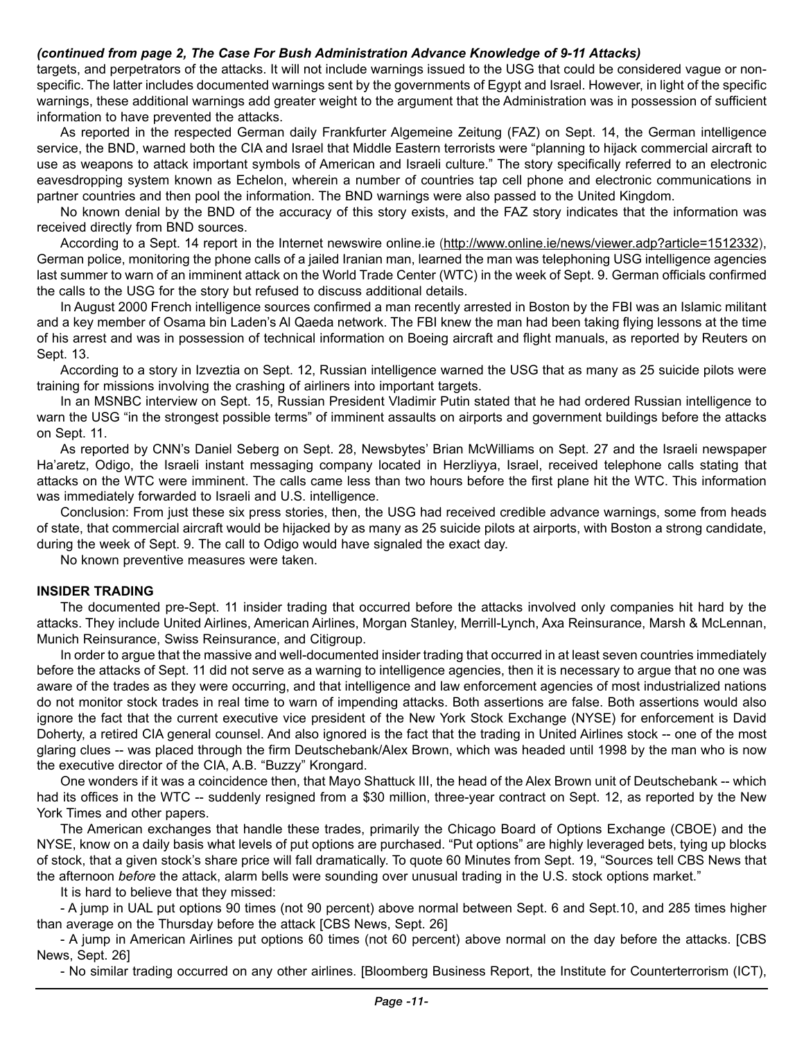*(continued from page 2, The Case For Bush Administration Advance Knowledge of 9-11 Attacks)*

targets, and perpetrators of the attacks. It will not include warnings issued to the USG that could be considered vague or non-specific. The latter includes documented warnings sent by the governments of Egypt and Israel. However, in light of the specific warnings, these additional warnings add greater weight to the argument that the Administration was in possession of sufficient information to have prevented the attacks.

As reported in the respected German daily Frankfurter Algemeine Zeitung (FAZ) on Sept. 14, the German intelligence service, the BND, warned both the CIA and Israel that Middle Eastern terrorists were "planning to hijack commercial aircraft to use as weapons to attack important symbols of American and Israeli culture." The story specifically referred to an electronic eavesdropping system known as Echelon, wherein a number of countries tap cell phone and electronic communications in partner countries and then pool the information. The BND warnings were also passed to the United Kingdom.

No known denial by the BND of the accuracy of this story exists, and the FAZ story indicates that the information was received directly from BND sources.

According to a Sept. 14 report in the Internet newswire online.ie (http://www.online.ie/news/viewer.adp?article=1512332), German police, monitoring the phone calls of a jailed Iranian man, learned the man was telephoning USG intelligence agencies last summer to warn of an imminent attack on the World Trade Center (WTC) in the week of Sept. 9. German officials confirmed the calls to the USG for the story but refused to discuss additional details.

In August 2000 French intelligence sources confirmed a man recently arrested in Boston by the FBI was an Islamic militant and a key member of Osama bin Laden's Al Qaeda network. The FBI knew the man had been taking flying lessons at the time of his arrest and was in possession of technical information on Boeing aircraft and flight manuals, as reported by Reuters on Sept. 13.

According to a story in Izveztia on Sept. 12, Russian intelligence warned the USG that as many as 25 suicide pilots were training for missions involving the crashing of airliners into important targets.

In an MSNBC interview on Sept. 15, Russian President Vladimir Putin stated that he had ordered Russian intelligence to warn the USG "in the strongest possible terms" of imminent assaults on airports and government buildings before the attacks on Sept. 11.

As reported by CNN's Daniel Seberg on Sept. 28, Newsbytes' Brian McWilliams on Sept. 27 and the Israeli newspaper Ha'aretz, Odigo, the Israeli instant messaging company located in Herzliyya, Israel, received telephone calls stating that attacks on the WTC were imminent. The calls came less than two hours before the first plane hit the WTC. This information was immediately forwarded to Israeli and U.S. intelligence.

Conclusion: From just these six press stories, then, the USG had received credible advance warnings, some from heads of state, that commercial aircraft would be hijacked by as many as 25 suicide pilots at airports, with Boston a strong candidate, during the week of Sept. 9. The call to Odigo would have signaled the exact day.

No known preventive measures were taken.

**INSIDER TRADING**

The documented pre-Sept. 11 insider trading that occurred before the attacks involved only companies hit hard by the attacks. They include United Airlines, American Airlines, Morgan Stanley, Merrill-Lynch, Axa Reinsurance, Marsh & McLennan, Munich Reinsurance, Swiss Reinsurance, and Citigroup.

In order to argue that the massive and well-documented insider trading that occurred in at least seven countries immediately before the attacks of Sept. 11 did not serve as a warning to intelligence agencies, then it is necessary to argue that no one was aware of the trades as they were occurring, and that intelligence and law enforcement agencies of most industrialized nations do not monitor stock trades in real time to warn of impending attacks. Both assertions are false. Both assertions would also ignore the fact that the current executive vice president of the New York Stock Exchange (NYSE) for enforcement is David Doherty, a retired CIA general counsel. And also ignored is the fact that the trading in United Airlines stock -- one of the most glaring clues -- was placed through the firm Deutschebank/Alex Brown, which was headed until 1998 by the man who is now the executive director of the CIA, A.B. "Buzzy" Krongard.

One wonders if it was a coincidence then, that Mayo Shattuck III, the head of the Alex Brown unit of Deutschebank -- which had its offices in the WTC -- suddenly resigned from a $30 million, three-year contract on Sept. 12, as reported by the New York Times and other papers.

The American exchanges that handle these trades, primarily the Chicago Board of Options Exchange (CBOE) and the NYSE, know on a daily basis what levels of put options are purchased. "Put options" are highly leveraged bets, tying up blocks of stock, that a given stock's share price will fall dramatically. To quote 60 Minutes from Sept. 19, "Sources tell CBS News that the afternoon *before* the attack, alarm bells were sounding over unusual trading in the U.S. stock options market."

It is hard to believe that they missed:

- A jump in UAL put options 90 times (not 90 percent) above normal between Sept. 6 and Sept.10, and 285 times higher than average on the Thursday before the attack [CBS News, Sept. 26]

- A jump in American Airlines put options 60 times (not 60 percent) above normal on the day before the attacks. [CBS News, Sept. 26]

- No similar trading occurred on any other airlines. [Bloomberg Business Report, the Institute for Counterterrorism (ICT),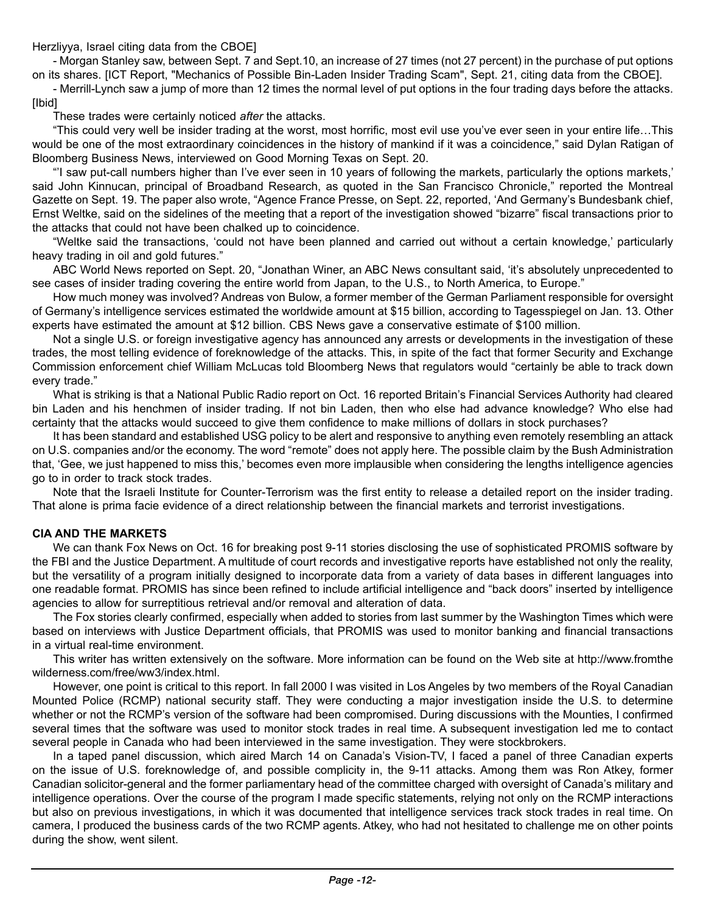Herzliyya, Israel citing data from the CBOE]

- Morgan Stanley saw, between Sept. 7 and Sept.10, an increase of 27 times (not 27 percent) in the purchase of put options on its shares. [ICT Report, "Mechanics of Possible Bin-Laden Insider Trading Scam", Sept. 21, citing data from the CBOE].

- Merrill-Lynch saw a jump of more than 12 times the normal level of put options in the four trading days before the attacks. [Ibid]

These trades were certainly noticed *after* the attacks.

"This could very well be insider trading at the worst, most horrific, most evil use you've ever seen in your entire life…This would be one of the most extraordinary coincidences in the history of mankind if it was a coincidence," said Dylan Ratigan of Bloomberg Business News, interviewed on Good Morning Texas on Sept. 20.

"'I saw put-call numbers higher than I've ever seen in 10 years of following the markets, particularly the options markets,' said John Kinnucan, principal of Broadband Research, as quoted in the San Francisco Chronicle," reported the Montreal Gazette on Sept. 19. The paper also wrote, "Agence France Presse, on Sept. 22, reported, 'And Germany's Bundesbank chief, Ernst Weltke, said on the sidelines of the meeting that a report of the investigation showed "bizarre" fiscal transactions prior to the attacks that could not have been chalked up to coincidence.

"Weltke said the transactions, 'could not have been planned and carried out without a certain knowledge,' particularly heavy trading in oil and gold futures."

ABC World News reported on Sept. 20, "Jonathan Winer, an ABC News consultant said, 'it's absolutely unprecedented to see cases of insider trading covering the entire world from Japan, to the U.S., to North America, to Europe."

How much money was involved? Andreas von Bulow, a former member of the German Parliament responsible for oversight of Germany's intelligence services estimated the worldwide amount at $15 billion, according to Tagesspiegel on Jan. 13. Other experts have estimated the amount at $12 billion. CBS News gave a conservative estimate of $100 million.

Not a single U.S. or foreign investigative agency has announced any arrests or developments in the investigation of these trades, the most telling evidence of foreknowledge of the attacks. This, in spite of the fact that former Security and Exchange Commission enforcement chief William McLucas told Bloomberg News that regulators would "certainly be able to track down every trade."

What is striking is that a National Public Radio report on Oct. 16 reported Britain's Financial Services Authority had cleared bin Laden and his henchmen of insider trading. If not bin Laden, then who else had advance knowledge? Who else had certainty that the attacks would succeed to give them confidence to make millions of dollars in stock purchases?

It has been standard and established USG policy to be alert and responsive to anything even remotely resembling an attack on U.S. companies and/or the economy. The word "remote" does not apply here. The possible claim by the Bush Administration that, 'Gee, we just happened to miss this,' becomes even more implausible when considering the lengths intelligence agencies go to in order to track stock trades.

Note that the Israeli Institute for Counter-Terrorism was the first entity to release a detailed report on the insider trading. That alone is prima facie evidence of a direct relationship between the financial markets and terrorist investigations.

**CIA AND THE MARKETS**

We can thank Fox News on Oct. 16 for breaking post 9-11 stories disclosing the use of sophisticated PROMIS software by the FBI and the Justice Department. A multitude of court records and investigative reports have established not only the reality, but the versatility of a program initially designed to incorporate data from a variety of data bases in different languages into one readable format. PROMIS has since been refined to include artificial intelligence and "back doors" inserted by intelligence agencies to allow for surreptitious retrieval and/or removal and alteration of data.

The Fox stories clearly confirmed, especially when added to stories from last summer by the Washington Times which were based on interviews with Justice Department officials, that PROMIS was used to monitor banking and financial transactions in a virtual real-time environment.

This writer has written extensively on the software. More information can be found on the Web site at http://www.fromthewilderness.com/free/ww3/index.html.

However, one point is critical to this report. In fall 2000 I was visited in Los Angeles by two members of the Royal Canadian Mounted Police (RCMP) national security staff. They were conducting a major investigation inside the U.S. to determine whether or not the RCMP's version of the software had been compromised. During discussions with the Mounties, I confirmed several times that the software was used to monitor stock trades in real time. A subsequent investigation led me to contact several people in Canada who had been interviewed in the same investigation. They were stockbrokers.

In a taped panel discussion, which aired March 14 on Canada's Vision-TV, I faced a panel of three Canadian experts on the issue of U.S. foreknowledge of, and possible complicity in, the 9-11 attacks. Among them was Ron Atkey, former Canadian solicitor-general and the former parliamentary head of the committee charged with oversight of Canada's military and intelligence operations. Over the course of the program I made specific statements, relying not only on the RCMP interactions but also on previous investigations, in which it was documented that intelligence services track stock trades in real time. On camera, I produced the business cards of the two RCMP agents. Atkey, who had not hesitated to challenge me on other points during the show, went silent.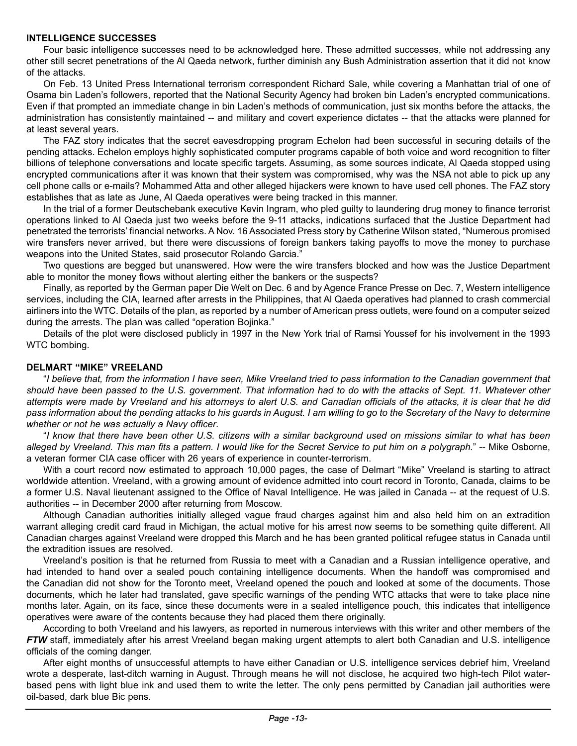### INTELLIGENCE SUCCESSES

Four basic intelligence successes need to be acknowledged here. These admitted successes, while not addressing any other still secret penetrations of the Al Qaeda network, further diminish any Bush Administration assertion that it did not know of the attacks.

On Feb. 13 United Press International terrorism correspondent Richard Sale, while covering a Manhattan trial of one of Osama bin Laden's followers, reported that the National Security Agency had broken bin Laden's encrypted communications. Even if that prompted an immediate change in bin Laden's methods of communication, just six months before the attacks, the administration has consistently maintained -- and military and covert experience dictates -- that the attacks were planned for at least several years.

The FAZ story indicates that the secret eavesdropping program Echelon had been successful in securing details of the pending attacks. Echelon employs highly sophisticated computer programs capable of both voice and word recognition to filter billions of telephone conversations and locate specific targets. Assuming, as some sources indicate, Al Qaeda stopped using encrypted communications after it was known that their system was compromised, why was the NSA not able to pick up any cell phone calls or e-mails? Mohammed Atta and other alleged hijackers were known to have used cell phones. The FAZ story establishes that as late as June, Al Qaeda operatives were being tracked in this manner.

In the trial of a former Deutschebank executive Kevin Ingram, who pled guilty to laundering drug money to finance terrorist operations linked to Al Qaeda just two weeks before the 9-11 attacks, indications surfaced that the Justice Department had penetrated the terrorists' financial networks. A Nov. 16 Associated Press story by Catherine Wilson stated, "Numerous promised wire transfers never arrived, but there were discussions of foreign bankers taking payoffs to move the money to purchase weapons into the United States, said prosecutor Rolando Garcia."

Two questions are begged but unanswered. How were the wire transfers blocked and how was the Justice Department able to monitor the money flows without alerting either the bankers or the suspects?

Finally, as reported by the German paper Die Welt on Dec. 6 and by Agence France Presse on Dec. 7, Western intelligence services, including the CIA, learned after arrests in the Philippines, that Al Qaeda operatives had planned to crash commercial airliners into the WTC. Details of the plan, as reported by a number of American press outlets, were found on a computer seized during the arrests. The plan was called "operation Bojinka."

Details of the plot were disclosed publicly in 1997 in the New York trial of Ramsi Youssef for his involvement in the 1993 WTC bombing.

### DELMART "MIKE" VREELAND

"*I believe that, from the information I have seen, Mike Vreeland tried to pass information to the Canadian government that should have been passed to the U.S. government. That information had to do with the attacks of Sept. 11. Whatever other attempts were made by Vreeland and his attorneys to alert U.S. and Canadian officials of the attacks, it is clear that he did pass information about the pending attacks to his guards in August. I am willing to go to the Secretary of the Navy to determine whether or not he was actually a Navy officer*.

"*I know that there have been other U.S. citizens with a similar background used on missions similar to what has been alleged by Vreeland. This man fits a pattern. I would like for the Secret Service to put him on a polygraph.*" -- Mike Osborne, a veteran former CIA case officer with 26 years of experience in counter-terrorism.

With a court record now estimated to approach 10,000 pages, the case of Delmart "Mike" Vreeland is starting to attract worldwide attention. Vreeland, with a growing amount of evidence admitted into court record in Toronto, Canada, claims to be a former U.S. Naval lieutenant assigned to the Office of Naval Intelligence. He was jailed in Canada -- at the request of U.S. authorities -- in December 2000 after returning from Moscow.

Although Canadian authorities initially alleged vague fraud charges against him and also held him on an extradition warrant alleging credit card fraud in Michigan, the actual motive for his arrest now seems to be something quite different. All Canadian charges against Vreeland were dropped this March and he has been granted political refugee status in Canada until the extradition issues are resolved.

Vreeland's position is that he returned from Russia to meet with a Canadian and a Russian intelligence operative, and had intended to hand over a sealed pouch containing intelligence documents. When the handoff was compromised and the Canadian did not show for the Toronto meet, Vreeland opened the pouch and looked at some of the documents. Those documents, which he later had translated, gave specific warnings of the pending WTC attacks that were to take place nine months later. Again, on its face, since these documents were in a sealed intelligence pouch, this indicates that intelligence operatives were aware of the contents because they had placed them there originally.

According to both Vreeland and his lawyers, as reported in numerous interviews with this writer and other members of the ***FTW*** staff, immediately after his arrest Vreeland began making urgent attempts to alert both Canadian and U.S. intelligence officials of the coming danger.

After eight months of unsuccessful attempts to have either Canadian or U.S. intelligence services debrief him, Vreeland wrote a desperate, last-ditch warning in August. Through means he will not disclose, he acquired two high-tech Pilot water-based pens with light blue ink and used them to write the letter. The only pens permitted by Canadian jail authorities were oil-based, dark blue Bic pens.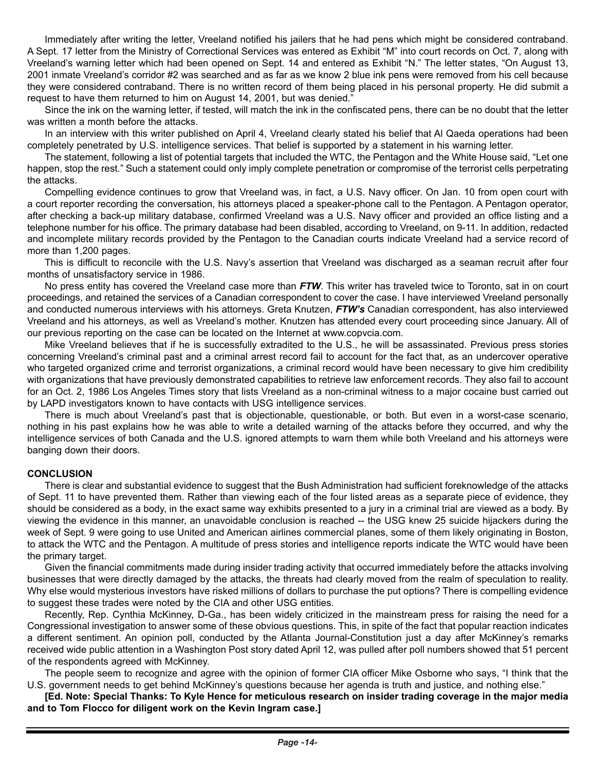Immediately after writing the letter, Vreeland notified his jailers that he had pens which might be considered contraband. A Sept. 17 letter from the Ministry of Correctional Services was entered as Exhibit "M" into court records on Oct. 7, along with Vreeland's warning letter which had been opened on Sept. 14 and entered as Exhibit "N." The letter states, "On August 13, 2001 inmate Vreeland's corridor #2 was searched and as far as we know 2 blue ink pens were removed from his cell because they were considered contraband. There is no written record of them being placed in his personal property. He did submit a request to have them returned to him on August 14, 2001, but was denied."

Since the ink on the warning letter, if tested, will match the ink in the confiscated pens, there can be no doubt that the letter was written a month before the attacks.

In an interview with this writer published on April 4, Vreeland clearly stated his belief that Al Qaeda operations had been completely penetrated by U.S. intelligence services. That belief is supported by a statement in his warning letter.

The statement, following a list of potential targets that included the WTC, the Pentagon and the White House said, "Let one happen, stop the rest." Such a statement could only imply complete penetration or compromise of the terrorist cells perpetrating the attacks.

Compelling evidence continues to grow that Vreeland was, in fact, a U.S. Navy officer. On Jan. 10 from open court with a court reporter recording the conversation, his attorneys placed a speaker-phone call to the Pentagon. A Pentagon operator, after checking a back-up military database, confirmed Vreeland was a U.S. Navy officer and provided an office listing and a telephone number for his office. The primary database had been disabled, according to Vreeland, on 9-11. In addition, redacted and incomplete military records provided by the Pentagon to the Canadian courts indicate Vreeland had a service record of more than 1,200 pages.

This is difficult to reconcile with the U.S. Navy's assertion that Vreeland was discharged as a seaman recruit after four months of unsatisfactory service in 1986.

No press entity has covered the Vreeland case more than ***FTW***. This writer has traveled twice to Toronto, sat in on court proceedings, and retained the services of a Canadian correspondent to cover the case. I have interviewed Vreeland personally and conducted numerous interviews with his attorneys. Greta Knutzen, ***FTW's*** Canadian correspondent, has also interviewed Vreeland and his attorneys, as well as Vreeland's mother. Knutzen has attended every court proceeding since January. All of our previous reporting on the case can be located on the Internet at www.copvcia.com.

Mike Vreeland believes that if he is successfully extradited to the U.S., he will be assassinated. Previous press stories concerning Vreeland's criminal past and a criminal arrest record fail to account for the fact that, as an undercover operative who targeted organized crime and terrorist organizations, a criminal record would have been necessary to give him credibility with organizations that have previously demonstrated capabilities to retrieve law enforcement records. They also fail to account for an Oct. 2, 1986 Los Angeles Times story that lists Vreeland as a non-criminal witness to a major cocaine bust carried out by LAPD investigators known to have contacts with USG intelligence services.

There is much about Vreeland's past that is objectionable, questionable, or both. But even in a worst-case scenario, nothing in his past explains how he was able to write a detailed warning of the attacks before they occurred, and why the intelligence services of both Canada and the U.S. ignored attempts to warn them while both Vreeland and his attorneys were banging down their doors.

**CONCLUSION**

There is clear and substantial evidence to suggest that the Bush Administration had sufficient foreknowledge of the attacks of Sept. 11 to have prevented them. Rather than viewing each of the four listed areas as a separate piece of evidence, they should be considered as a body, in the exact same way exhibits presented to a jury in a criminal trial are viewed as a body. By viewing the evidence in this manner, an unavoidable conclusion is reached -- the USG knew 25 suicide hijackers during the week of Sept. 9 were going to use United and American airlines commercial planes, some of them likely originating in Boston, to attack the WTC and the Pentagon. A multitude of press stories and intelligence reports indicate the WTC would have been the primary target.

Given the financial commitments made during insider trading activity that occurred immediately before the attacks involving businesses that were directly damaged by the attacks, the threats had clearly moved from the realm of speculation to reality. Why else would mysterious investors have risked millions of dollars to purchase the put options? There is compelling evidence to suggest these trades were noted by the CIA and other USG entities.

Recently, Rep. Cynthia McKinney, D-Ga., has been widely criticized in the mainstream press for raising the need for a Congressional investigation to answer some of these obvious questions. This, in spite of the fact that popular reaction indicates a different sentiment. An opinion poll, conducted by the Atlanta Journal-Constitution just a day after McKinney's remarks received wide public attention in a Washington Post story dated April 12, was pulled after poll numbers showed that 51 percent of the respondents agreed with McKinney.

The people seem to recognize and agree with the opinion of former CIA officer Mike Osborne who says, "I think that the U.S. government needs to get behind McKinney's questions because her agenda is truth and justice, and nothing else."

**[Ed. Note: Special Thanks: To Kyle Hence for meticulous research on insider trading coverage in the major media and to Tom Flocco for diligent work on the Kevin Ingram case.]**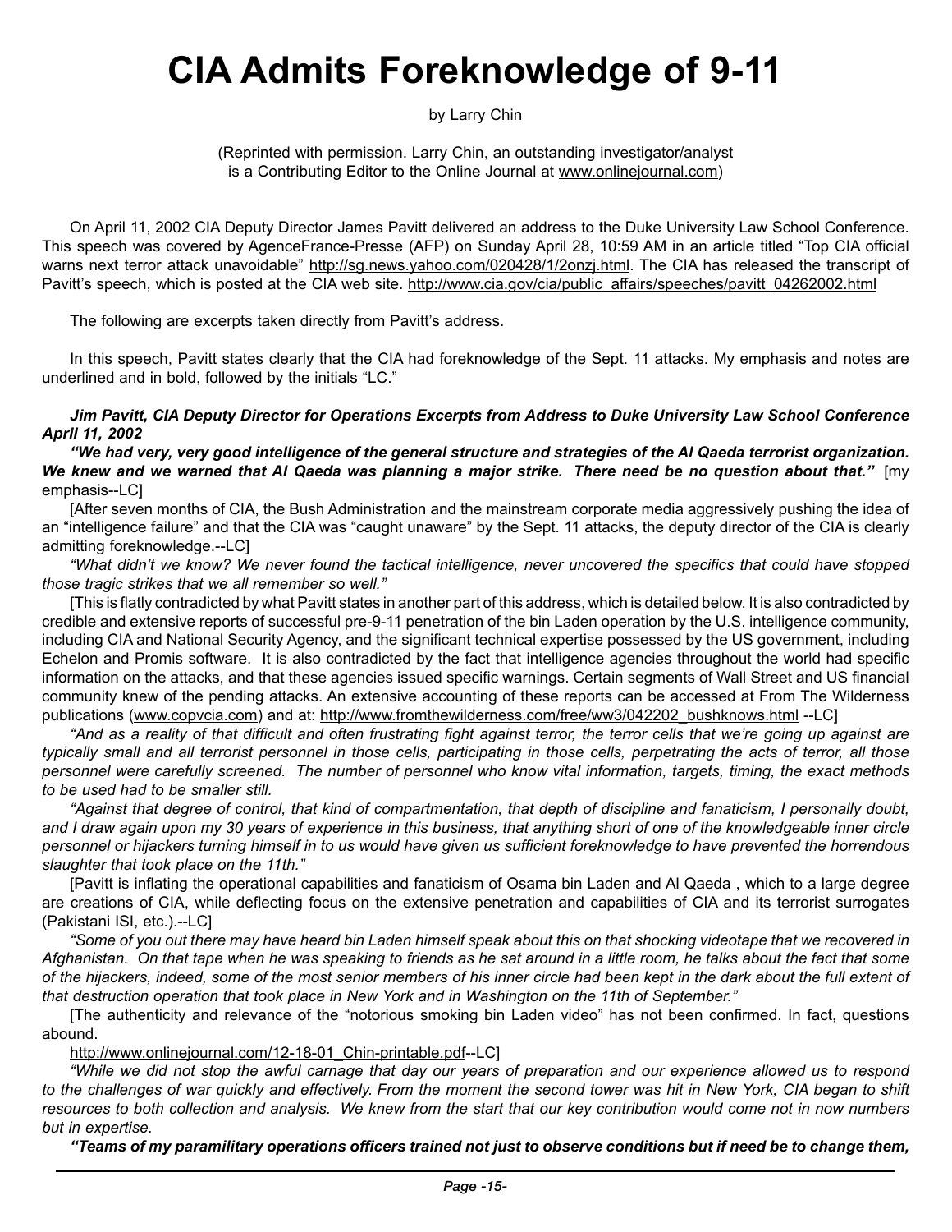# CIA Admits Foreknowledge of 9-11

by Larry Chin

(Reprinted with permission. Larry Chin, an outstanding investigator/analyst is a Contributing Editor to the Online Journal at www.onlinejournal.com)

On April 11, 2002 CIA Deputy Director James Pavitt delivered an address to the Duke University Law School Conference. This speech was covered by AgenceFrance-Presse (AFP) on Sunday April 28, 10:59 AM in an article titled "Top CIA official warns next terror attack unavoidable" http://sg.news.yahoo.com/020428/1/2onzj.html. The CIA has released the transcript of Pavitt's speech, which is posted at the CIA web site. http://www.cia.gov/cia/public_affairs/speeches/pavitt_04262002.html

The following are excerpts taken directly from Pavitt's address.

In this speech, Pavitt states clearly that the CIA had foreknowledge of the Sept. 11 attacks. My emphasis and notes are underlined and in bold, followed by the initials "LC."

***Jim Pavitt, CIA Deputy Director for Operations Excerpts from Address to Duke University Law School Conference April 11, 2002***

***"We had very, very good intelligence of the general structure and strategies of the Al Qaeda terrorist organization. We knew and we warned that Al Qaeda was planning a major strike. There need be no question about that."*** [my emphasis--LC]

[After seven months of CIA, the Bush Administration and the mainstream corporate media aggressively pushing the idea of an "intelligence failure" and that the CIA was "caught unaware" by the Sept. 11 attacks, the deputy director of the CIA is clearly admitting foreknowledge.--LC]

*"What didn't we know? We never found the tactical intelligence, never uncovered the specifics that could have stopped those tragic strikes that we all remember so well."*

[This is flatly contradicted by what Pavitt states in another part of this address, which is detailed below. It is also contradicted by credible and extensive reports of successful pre-9-11 penetration of the bin Laden operation by the U.S. intelligence community, including CIA and National Security Agency, and the significant technical expertise possessed by the US government, including Echelon and Promis software. It is also contradicted by the fact that intelligence agencies throughout the world had specific information on the attacks, and that these agencies issued specific warnings. Certain segments of Wall Street and US financial community knew of the pending attacks. An extensive accounting of these reports can be accessed at From The Wilderness publications (www.copvcia.com) and at: http://www.fromthewilderness.com/free/ww3/042202_bushknows.html --LC]

*"And as a reality of that difficult and often frustrating fight against terror, the terror cells that we're going up against are typically small and all terrorist personnel in those cells, participating in those cells, perpetrating the acts of terror, all those personnel were carefully screened. The number of personnel who know vital information, targets, timing, the exact methods to be used had to be smaller still.*

*"Against that degree of control, that kind of compartmentation, that depth of discipline and fanaticism, I personally doubt, and I draw again upon my 30 years of experience in this business, that anything short of one of the knowledgeable inner circle personnel or hijackers turning himself in to us would have given us sufficient foreknowledge to have prevented the horrendous slaughter that took place on the 11th."*

[Pavitt is inflating the operational capabilities and fanaticism of Osama bin Laden and Al Qaeda , which to a large degree are creations of CIA, while deflecting focus on the extensive penetration and capabilities of CIA and its terrorist surrogates (Pakistani ISI, etc.).--LC]

*"Some of you out there may have heard bin Laden himself speak about this on that shocking videotape that we recovered in Afghanistan. On that tape when he was speaking to friends as he sat around in a little room, he talks about the fact that some of the hijackers, indeed, some of the most senior members of his inner circle had been kept in the dark about the full extent of that destruction operation that took place in New York and in Washington on the 11th of September."*

[The authenticity and relevance of the "notorious smoking bin Laden video" has not been confirmed. In fact, questions abound.

http://www.onlinejournal.com/12-18-01_Chin-printable.pdf--LC]

*"While we did not stop the awful carnage that day our years of preparation and our experience allowed us to respond to the challenges of war quickly and effectively. From the moment the second tower was hit in New York, CIA began to shift resources to both collection and analysis. We knew from the start that our key contribution would come not in now numbers but in expertise.*

***"Teams of my paramilitary operations officers trained not just to observe conditions but if need be to change them,***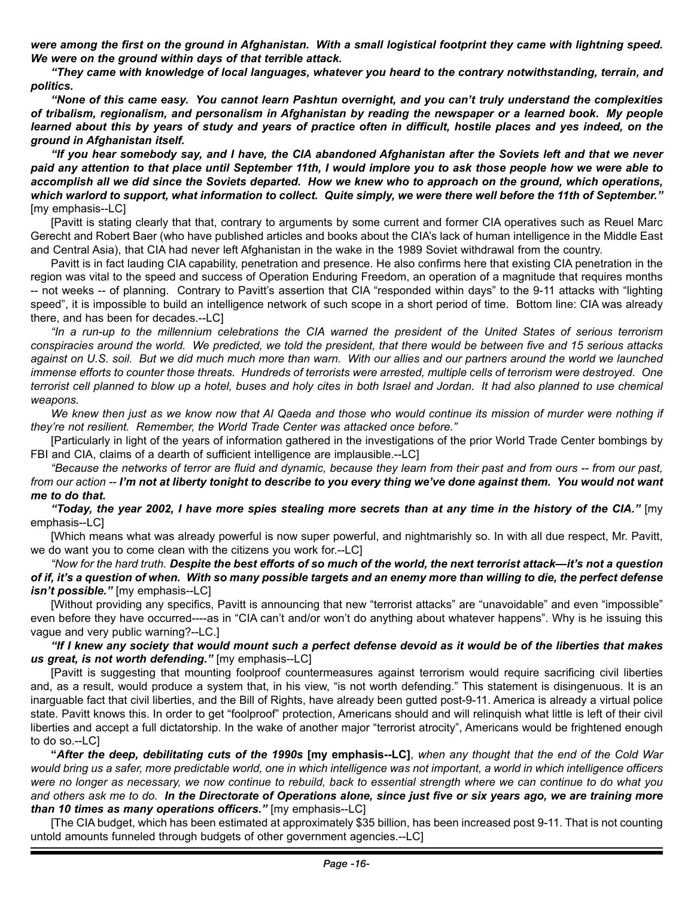***were among the first on the ground in Afghanistan. With a small logistical footprint they came with lightning speed. We were on the ground within days of that terrible attack.***

***"They came with knowledge of local languages, whatever you heard to the contrary notwithstanding, terrain, and politics.***

***"None of this came easy. You cannot learn Pashtun overnight, and you can't truly understand the complexities of tribalism, regionalism, and personalism in Afghanistan by reading the newspaper or a learned book. My people learned about this by years of study and years of practice often in difficult, hostile places and yes indeed, on the ground in Afghanistan itself.***

***"If you hear somebody say, and I have, the CIA abandoned Afghanistan after the Soviets left and that we never paid any attention to that place until September 11th, I would implore you to ask those people how we were able to accomplish all we did since the Soviets departed. How we knew who to approach on the ground, which operations, which warlord to support, what information to collect. Quite simply, we were there well before the 11th of September."*** [my emphasis--LC]

[Pavitt is stating clearly that that, contrary to arguments by some current and former CIA operatives such as Reuel Marc Gerecht and Robert Baer (who have published articles and books about the CIA's lack of human intelligence in the Middle East and Central Asia), that CIA had never left Afghanistan in the wake in the 1989 Soviet withdrawal from the country.

Pavitt is in fact lauding CIA capability, penetration and presence. He also confirms here that existing CIA penetration in the region was vital to the speed and success of Operation Enduring Freedom, an operation of a magnitude that requires months -- not weeks -- of planning. Contrary to Pavitt's assertion that CIA "responded within days" to the 9-11 attacks with "lighting speed", it is impossible to build an intelligence network of such scope in a short period of time. Bottom line: CIA was already there, and has been for decades.--LC]

*"In a run-up to the millennium celebrations the CIA warned the president of the United States of serious terrorism conspiracies around the world. We predicted, we told the president, that there would be between five and 15 serious attacks against on U.S. soil. But we did much much more than warn. With our allies and our partners around the world we launched immense efforts to counter those threats. Hundreds of terrorists were arrested, multiple cells of terrorism were destroyed. One terrorist cell planned to blow up a hotel, buses and holy cites in both Israel and Jordan. It had also planned to use chemical weapons.*

*We knew then just as we know now that Al Qaeda and those who would continue its mission of murder were nothing if they're not resilient. Remember, the World Trade Center was attacked once before."*

[Particularly in light of the years of information gathered in the investigations of the prior World Trade Center bombings by FBI and CIA, claims of a dearth of sufficient intelligence are implausible.--LC]

*"Because the networks of terror are fluid and dynamic, because they learn from their past and from ours -- from our past, from our action --* ***I'm not at liberty tonight to describe to you every thing we've done against them. You would not want me to do that.***

***"Today, the year 2002, I have more spies stealing more secrets than at any time in the history of the CIA."*** [my emphasis--LC]

[Which means what was already powerful is now super powerful, and nightmarishly so. In with all due respect, Mr. Pavitt, we do want you to come clean with the citizens you work for.--LC]

*"Now for the hard truth.* ***Despite the best efforts of so much of the world, the next terrorist attack—it's not a question of if, it's a question of when. With so many possible targets and an enemy more than willing to die, the perfect defense isn't possible."*** [my emphasis--LC]

[Without providing any specifics, Pavitt is announcing that new "terrorist attacks" are "unavoidable" and even "impossible" even before they have occurred----as in "CIA can't and/or won't do anything about whatever happens". Why is he issuing this vague and very public warning?--LC.]

***"If I knew any society that would mount such a perfect defense devoid as it would be of the liberties that makes us great, is not worth defending."*** [my emphasis--LC]

[Pavitt is suggesting that mounting foolproof countermeasures against terrorism would require sacrificing civil liberties and, as a result, would produce a system that, in his view, "is not worth defending." This statement is disingenuous. It is an inarguable fact that civil liberties, and the Bill of Rights, have already been gutted post-9-11. America is already a virtual police state. Pavitt knows this. In order to get "foolproof" protection, Americans should and will relinquish what little is left of their civil liberties and accept a full dictatorship. In the wake of another major "terrorist atrocity", Americans would be frightened enough to do so.--LC]

**"*After the deep, debilitating cuts of the 1990s* [my emphasis--LC]**, *when any thought that the end of the Cold War would bring us a safer, more predictable world, one in which intelligence was not important, a world in which intelligence officers were no longer as necessary, we now continue to rebuild, back to essential strength where we can continue to do what you and others ask me to do.* ***In the Directorate of Operations alone, since just five or six years ago, we are training more than 10 times as many operations officers."*** [my emphasis--LC]

[The CIA budget, which has been estimated at approximately $35 billion, has been increased post 9-11. That is not counting untold amounts funneled through budgets of other government agencies.--LC]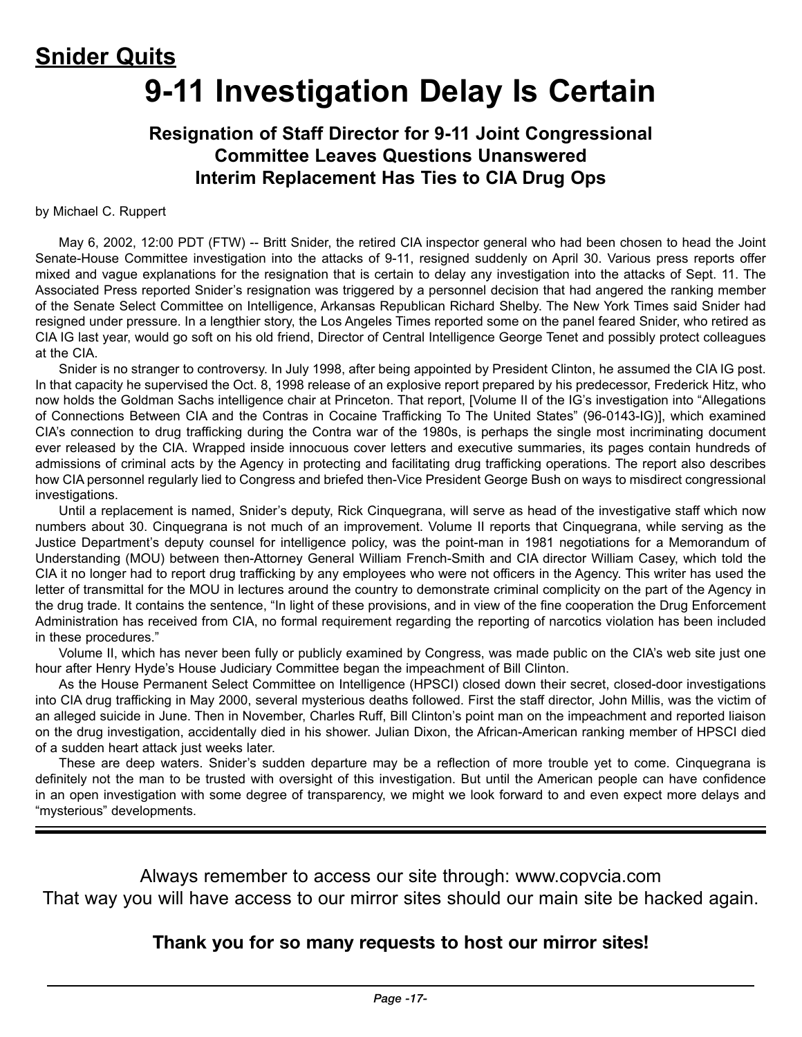## Snider Quits

# 9-11 Investigation Delay Is Certain

### Resignation of Staff Director for 9-11 Joint Congressional Committee Leaves Questions Unanswered Interim Replacement Has Ties to CIA Drug Ops

by Michael C. Ruppert

May 6, 2002, 12:00 PDT (FTW) -- Britt Snider, the retired CIA inspector general who had been chosen to head the Joint Senate-House Committee investigation into the attacks of 9-11, resigned suddenly on April 30. Various press reports offer mixed and vague explanations for the resignation that is certain to delay any investigation into the attacks of Sept. 11. The Associated Press reported Snider's resignation was triggered by a personnel decision that had angered the ranking member of the Senate Select Committee on Intelligence, Arkansas Republican Richard Shelby. The New York Times said Snider had resigned under pressure. In a lengthier story, the Los Angeles Times reported some on the panel feared Snider, who retired as CIA IG last year, would go soft on his old friend, Director of Central Intelligence George Tenet and possibly protect colleagues at the CIA.

Snider is no stranger to controversy. In July 1998, after being appointed by President Clinton, he assumed the CIA IG post. In that capacity he supervised the Oct. 8, 1998 release of an explosive report prepared by his predecessor, Frederick Hitz, who now holds the Goldman Sachs intelligence chair at Princeton. That report, [Volume II of the IG's investigation into "Allegations of Connections Between CIA and the Contras in Cocaine Trafficking To The United States" (96-0143-IG)], which examined CIA's connection to drug trafficking during the Contra war of the 1980s, is perhaps the single most incriminating document ever released by the CIA. Wrapped inside innocuous cover letters and executive summaries, its pages contain hundreds of admissions of criminal acts by the Agency in protecting and facilitating drug trafficking operations. The report also describes how CIA personnel regularly lied to Congress and briefed then-Vice President George Bush on ways to misdirect congressional investigations.

Until a replacement is named, Snider's deputy, Rick Cinquegrana, will serve as head of the investigative staff which now numbers about 30. Cinquegrana is not much of an improvement. Volume II reports that Cinquegrana, while serving as the Justice Department's deputy counsel for intelligence policy, was the point-man in 1981 negotiations for a Memorandum of Understanding (MOU) between then-Attorney General William French-Smith and CIA director William Casey, which told the CIA it no longer had to report drug trafficking by any employees who were not officers in the Agency. This writer has used the letter of transmittal for the MOU in lectures around the country to demonstrate criminal complicity on the part of the Agency in the drug trade. It contains the sentence, "In light of these provisions, and in view of the fine cooperation the Drug Enforcement Administration has received from CIA, no formal requirement regarding the reporting of narcotics violation has been included in these procedures."

Volume II, which has never been fully or publicly examined by Congress, was made public on the CIA's web site just one hour after Henry Hyde's House Judiciary Committee began the impeachment of Bill Clinton.

As the House Permanent Select Committee on Intelligence (HPSCI) closed down their secret, closed-door investigations into CIA drug trafficking in May 2000, several mysterious deaths followed. First the staff director, John Millis, was the victim of an alleged suicide in June. Then in November, Charles Ruff, Bill Clinton's point man on the impeachment and reported liaison on the drug investigation, accidentally died in his shower. Julian Dixon, the African-American ranking member of HPSCI died of a sudden heart attack just weeks later.

These are deep waters. Snider's sudden departure may be a reflection of more trouble yet to come. Cinquegrana is definitely not the man to be trusted with oversight of this investigation. But until the American people can have confidence in an open investigation with some degree of transparency, we might we look forward to and even expect more delays and "mysterious" developments.

---

Always remember to access our site through: www.copvcia.com
That way you will have access to our mirror sites should our main site be hacked again.

**Thank you for so many requests to host our mirror sites!**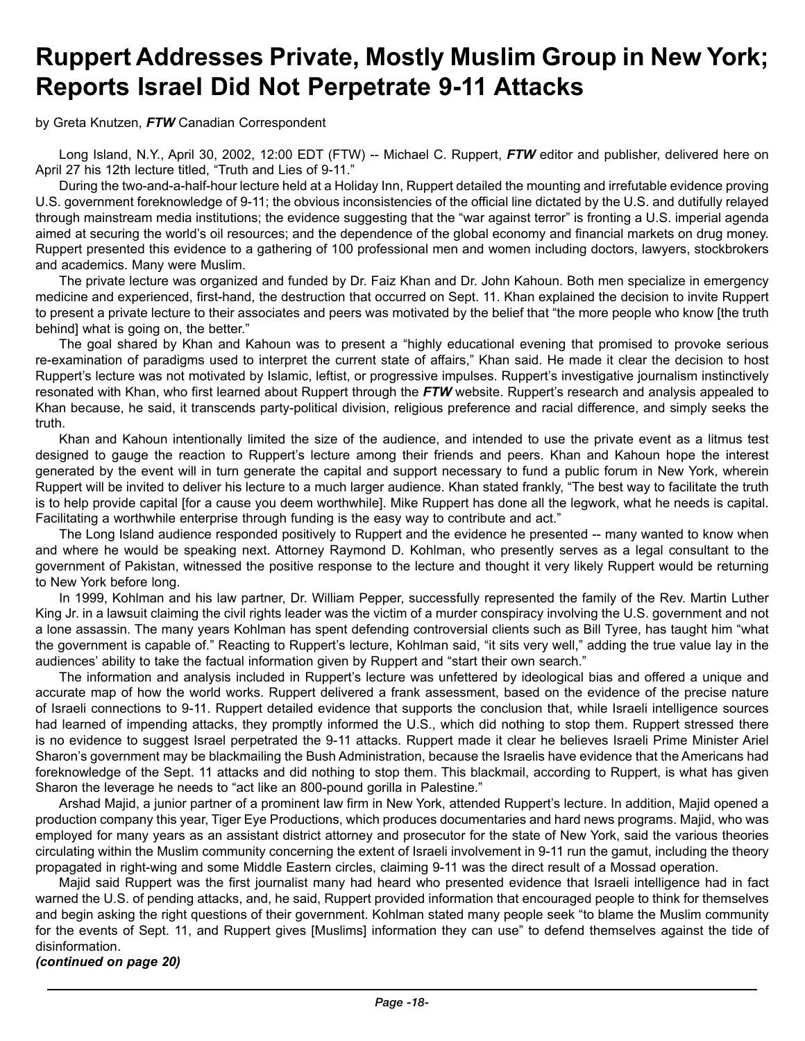# Ruppert Addresses Private, Mostly Muslim Group in New York; Reports Israel Did Not Perpetrate 9-11 Attacks

by Greta Knutzen, ***FTW*** Canadian Correspondent

Long Island, N.Y., April 30, 2002, 12:00 EDT (FTW) -- Michael C. Ruppert, ***FTW*** editor and publisher, delivered here on April 27 his 12th lecture titled, "Truth and Lies of 9-11."

During the two-and-a-half-hour lecture held at a Holiday Inn, Ruppert detailed the mounting and irrefutable evidence proving U.S. government foreknowledge of 9-11; the obvious inconsistencies of the official line dictated by the U.S. and dutifully relayed through mainstream media institutions; the evidence suggesting that the "war against terror" is fronting a U.S. imperial agenda aimed at securing the world's oil resources; and the dependence of the global economy and financial markets on drug money. Ruppert presented this evidence to a gathering of 100 professional men and women including doctors, lawyers, stockbrokers and academics. Many were Muslim.

The private lecture was organized and funded by Dr. Faiz Khan and Dr. John Kahoun. Both men specialize in emergency medicine and experienced, first-hand, the destruction that occurred on Sept. 11. Khan explained the decision to invite Ruppert to present a private lecture to their associates and peers was motivated by the belief that "the more people who know [the truth behind] what is going on, the better."

The goal shared by Khan and Kahoun was to present a "highly educational evening that promised to provoke serious re-examination of paradigms used to interpret the current state of affairs," Khan said. He made it clear the decision to host Ruppert's lecture was not motivated by Islamic, leftist, or progressive impulses. Ruppert's investigative journalism instinctively resonated with Khan, who first learned about Ruppert through the ***FTW*** website. Ruppert's research and analysis appealed to Khan because, he said, it transcends party-political division, religious preference and racial difference, and simply seeks the truth.

Khan and Kahoun intentionally limited the size of the audience, and intended to use the private event as a litmus test designed to gauge the reaction to Ruppert's lecture among their friends and peers. Khan and Kahoun hope the interest generated by the event will in turn generate the capital and support necessary to fund a public forum in New York, wherein Ruppert will be invited to deliver his lecture to a much larger audience. Khan stated frankly, "The best way to facilitate the truth is to help provide capital [for a cause you deem worthwhile]. Mike Ruppert has done all the legwork, what he needs is capital. Facilitating a worthwhile enterprise through funding is the easy way to contribute and act."

The Long Island audience responded positively to Ruppert and the evidence he presented -- many wanted to know when and where he would be speaking next. Attorney Raymond D. Kohlman, who presently serves as a legal consultant to the government of Pakistan, witnessed the positive response to the lecture and thought it very likely Ruppert would be returning to New York before long.

In 1999, Kohlman and his law partner, Dr. William Pepper, successfully represented the family of the Rev. Martin Luther King Jr. in a lawsuit claiming the civil rights leader was the victim of a murder conspiracy involving the U.S. government and not a lone assassin. The many years Kohlman has spent defending controversial clients such as Bill Tyree, has taught him "what the government is capable of." Reacting to Ruppert's lecture, Kohlman said, "it sits very well," adding the true value lay in the audiences' ability to take the factual information given by Ruppert and "start their own search."

The information and analysis included in Ruppert's lecture was unfettered by ideological bias and offered a unique and accurate map of how the world works. Ruppert delivered a frank assessment, based on the evidence of the precise nature of Israeli connections to 9-11. Ruppert detailed evidence that supports the conclusion that, while Israeli intelligence sources had learned of impending attacks, they promptly informed the U.S., which did nothing to stop them. Ruppert stressed there is no evidence to suggest Israel perpetrated the 9-11 attacks. Ruppert made it clear he believes Israeli Prime Minister Ariel Sharon's government may be blackmailing the Bush Administration, because the Israelis have evidence that the Americans had foreknowledge of the Sept. 11 attacks and did nothing to stop them. This blackmail, according to Ruppert, is what has given Sharon the leverage he needs to "act like an 800-pound gorilla in Palestine."

Arshad Majid, a junior partner of a prominent law firm in New York, attended Ruppert's lecture. In addition, Majid opened a production company this year, Tiger Eye Productions, which produces documentaries and hard news programs. Majid, who was employed for many years as an assistant district attorney and prosecutor for the state of New York, said the various theories circulating within the Muslim community concerning the extent of Israeli involvement in 9-11 run the gamut, including the theory propagated in right-wing and some Middle Eastern circles, claiming 9-11 was the direct result of a Mossad operation.

Majid said Ruppert was the first journalist many had heard who presented evidence that Israeli intelligence had in fact warned the U.S. of pending attacks, and, he said, Ruppert provided information that encouraged people to think for themselves and begin asking the right questions of their government. Kohlman stated many people seek "to blame the Muslim community for the events of Sept. 11, and Ruppert gives [Muslims] information they can use" to defend themselves against the tide of disinformation.

***(continued on page 20)***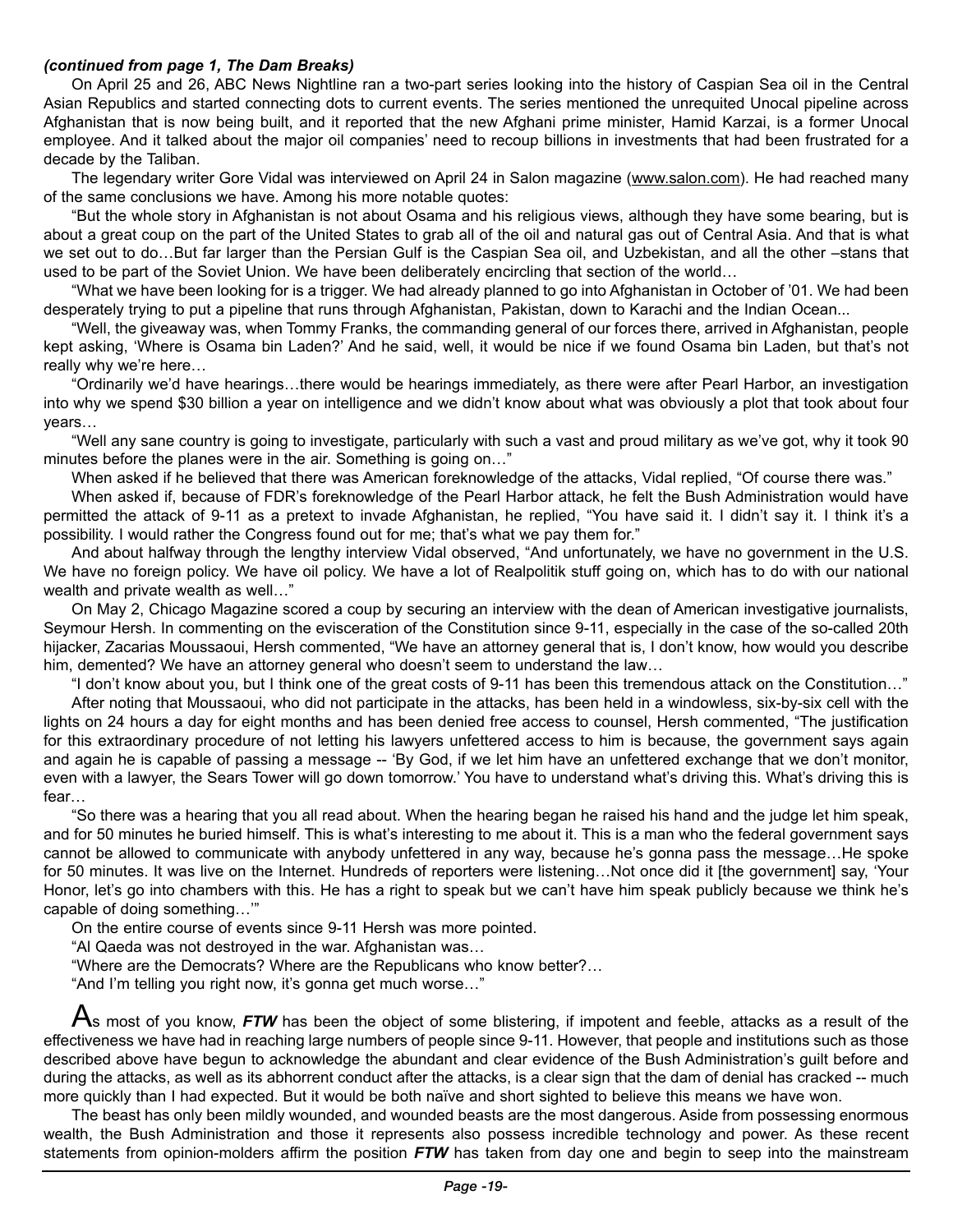*(continued from page 1, The Dam Breaks)*

On April 25 and 26, ABC News Nightline ran a two-part series looking into the history of Caspian Sea oil in the Central Asian Republics and started connecting dots to current events. The series mentioned the unrequited Unocal pipeline across Afghanistan that is now being built, and it reported that the new Afghani prime minister, Hamid Karzai, is a former Unocal employee. And it talked about the major oil companies' need to recoup billions in investments that had been frustrated for a decade by the Taliban.

The legendary writer Gore Vidal was interviewed on April 24 in Salon magazine (www.salon.com). He had reached many of the same conclusions we have. Among his more notable quotes:

"But the whole story in Afghanistan is not about Osama and his religious views, although they have some bearing, but is about a great coup on the part of the United States to grab all of the oil and natural gas out of Central Asia. And that is what we set out to do…But far larger than the Persian Gulf is the Caspian Sea oil, and Uzbekistan, and all the other –stans that used to be part of the Soviet Union. We have been deliberately encircling that section of the world…

"What we have been looking for is a trigger. We had already planned to go into Afghanistan in October of '01. We had been desperately trying to put a pipeline that runs through Afghanistan, Pakistan, down to Karachi and the Indian Ocean...

"Well, the giveaway was, when Tommy Franks, the commanding general of our forces there, arrived in Afghanistan, people kept asking, 'Where is Osama bin Laden?' And he said, well, it would be nice if we found Osama bin Laden, but that's not really why we're here…

"Ordinarily we'd have hearings…there would be hearings immediately, as there were after Pearl Harbor, an investigation into why we spend $30 billion a year on intelligence and we didn't know about what was obviously a plot that took about four years…

"Well any sane country is going to investigate, particularly with such a vast and proud military as we've got, why it took 90 minutes before the planes were in the air. Something is going on…"

When asked if he believed that there was American foreknowledge of the attacks, Vidal replied, "Of course there was."

When asked if, because of FDR's foreknowledge of the Pearl Harbor attack, he felt the Bush Administration would have permitted the attack of 9-11 as a pretext to invade Afghanistan, he replied, "You have said it. I didn't say it. I think it's a possibility. I would rather the Congress found out for me; that's what we pay them for."

And about halfway through the lengthy interview Vidal observed, "And unfortunately, we have no government in the U.S. We have no foreign policy. We have oil policy. We have a lot of Realpolitik stuff going on, which has to do with our national wealth and private wealth as well…"

On May 2, Chicago Magazine scored a coup by securing an interview with the dean of American investigative journalists, Seymour Hersh. In commenting on the evisceration of the Constitution since 9-11, especially in the case of the so-called 20th hijacker, Zacarias Moussaoui, Hersh commented, "We have an attorney general that is, I don't know, how would you describe him, demented? We have an attorney general who doesn't seem to understand the law…

"I don't know about you, but I think one of the great costs of 9-11 has been this tremendous attack on the Constitution…"

After noting that Moussaoui, who did not participate in the attacks, has been held in a windowless, six-by-six cell with the lights on 24 hours a day for eight months and has been denied free access to counsel, Hersh commented, "The justification for this extraordinary procedure of not letting his lawyers unfettered access to him is because, the government says again and again he is capable of passing a message -- 'By God, if we let him have an unfettered exchange that we don't monitor, even with a lawyer, the Sears Tower will go down tomorrow.' You have to understand what's driving this. What's driving this is fear…

"So there was a hearing that you all read about. When the hearing began he raised his hand and the judge let him speak, and for 50 minutes he buried himself. This is what's interesting to me about it. This is a man who the federal government says cannot be allowed to communicate with anybody unfettered in any way, because he's gonna pass the message…He spoke for 50 minutes. It was live on the Internet. Hundreds of reporters were listening…Not once did it [the government] say, 'Your Honor, let's go into chambers with this. He has a right to speak but we can't have him speak publicly because we think he's capable of doing something…'"

On the entire course of events since 9-11 Hersh was more pointed.

"Al Qaeda was not destroyed in the war. Afghanistan was…

"Where are the Democrats? Where are the Republicans who know better?…

"And I'm telling you right now, it's gonna get much worse…"

As most of you know, ***FTW*** has been the object of some blistering, if impotent and feeble, attacks as a result of the effectiveness we have had in reaching large numbers of people since 9-11. However, that people and institutions such as those described above have begun to acknowledge the abundant and clear evidence of the Bush Administration's guilt before and during the attacks, as well as its abhorrent conduct after the attacks, is a clear sign that the dam of denial has cracked -- much more quickly than I had expected. But it would be both naïve and short sighted to believe this means we have won.

The beast has only been mildly wounded, and wounded beasts are the most dangerous. Aside from possessing enormous wealth, the Bush Administration and those it represents also possess incredible technology and power. As these recent statements from opinion-molders affirm the position ***FTW*** has taken from day one and begin to seep into the mainstream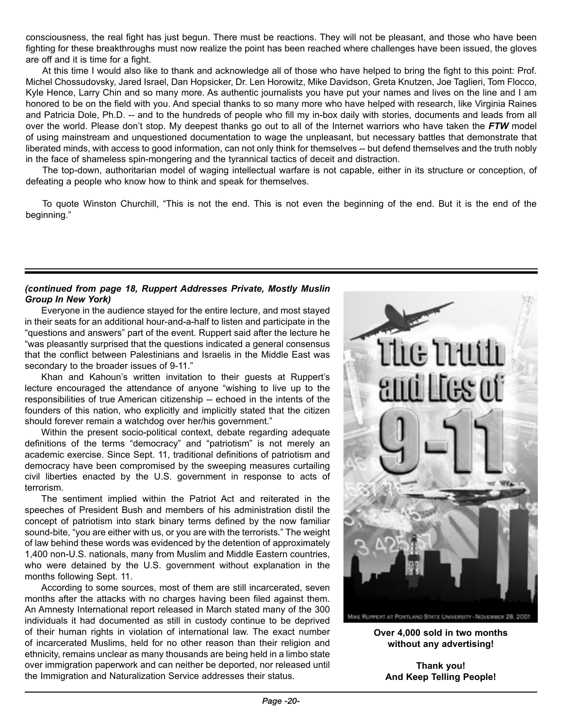consciousness, the real fight has just begun. There must be reactions. They will not be pleasant, and those who have been fighting for these breakthroughs must now realize the point has been reached where challenges have been issued, the gloves are off and it is time for a fight.

At this time I would also like to thank and acknowledge all of those who have helped to bring the fight to this point: Prof. Michel Chossudovsky, Jared Israel, Dan Hopsicker, Dr. Len Horowitz, Mike Davidson, Greta Knutzen, Joe Taglieri, Tom Flocco, Kyle Hence, Larry Chin and so many more. As authentic journalists you have put your names and lives on the line and I am honored to be on the field with you. And special thanks to so many more who have helped with research, like Virginia Raines and Patricia Dole, Ph.D. -- and to the hundreds of people who fill my in-box daily with stories, documents and leads from all over the world. Please don't stop. My deepest thanks go out to all of the Internet warriors who have taken the ***FTW*** model of using mainstream and unquestioned documentation to wage the unpleasant, but necessary battles that demonstrate that liberated minds, with access to good information, can not only think for themselves -- but defend themselves and the truth nobly in the face of shameless spin-mongering and the tyrannical tactics of deceit and distraction.

The top-down, authoritarian model of waging intellectual warfare is not capable, either in its structure or conception, of defeating a people who know how to think and speak for themselves.

To quote Winston Churchill, "This is not the end. This is not even the beginning of the end. But it is the end of the beginning."

---

***(continued from page 18, Ruppert Addresses Private, Mostly Muslin Group In New York)***

Everyone in the audience stayed for the entire lecture, and most stayed in their seats for an additional hour-and-a-half to listen and participate in the "questions and answers" part of the event. Ruppert said after the lecture he "was pleasantly surprised that the questions indicated a general consensus that the conflict between Palestinians and Israelis in the Middle East was secondary to the broader issues of 9-11."

Khan and Kahoun's written invitation to their guests at Ruppert's lecture encouraged the attendance of anyone "wishing to live up to the responsibilities of true American citizenship -- echoed in the intents of the founders of this nation, who explicitly and implicitly stated that the citizen should forever remain a watchdog over her/his government."

Within the present socio-political context, debate regarding adequate definitions of the terms "democracy" and "patriotism" is not merely an academic exercise. Since Sept. 11, traditional definitions of patriotism and democracy have been compromised by the sweeping measures curtailing civil liberties enacted by the U.S. government in response to acts of terrorism.

The sentiment implied within the Patriot Act and reiterated in the speeches of President Bush and members of his administration distil the concept of patriotism into stark binary terms defined by the now familiar sound-bite, "you are either with us, or you are with the terrorists." The weight of law behind these words was evidenced by the detention of approximately 1,400 non-U.S. nationals, many from Muslim and Middle Eastern countries, who were detained by the U.S. government without explanation in the months following Sept. 11.

According to some sources, most of them are still incarcerated, seven months after the attacks with no charges having been filed against them. An Amnesty International report released in March stated many of the 300 individuals it had documented as still in custody continue to be deprived of their human rights in violation of international law. The exact number of incarcerated Muslims, held for no other reason than their religion and ethnicity, remains unclear as many thousands are being held in a limbo state over immigration paperwork and can neither be deported, nor released until the Immigration and Naturalization Service addresses their status.

The Truth and Lies of 9-11

Mike Ruppert at Portland State University - November 28, 2001

**Over 4,000 sold in two months without any advertising!**

**Thank you!**
**And Keep Telling People!**